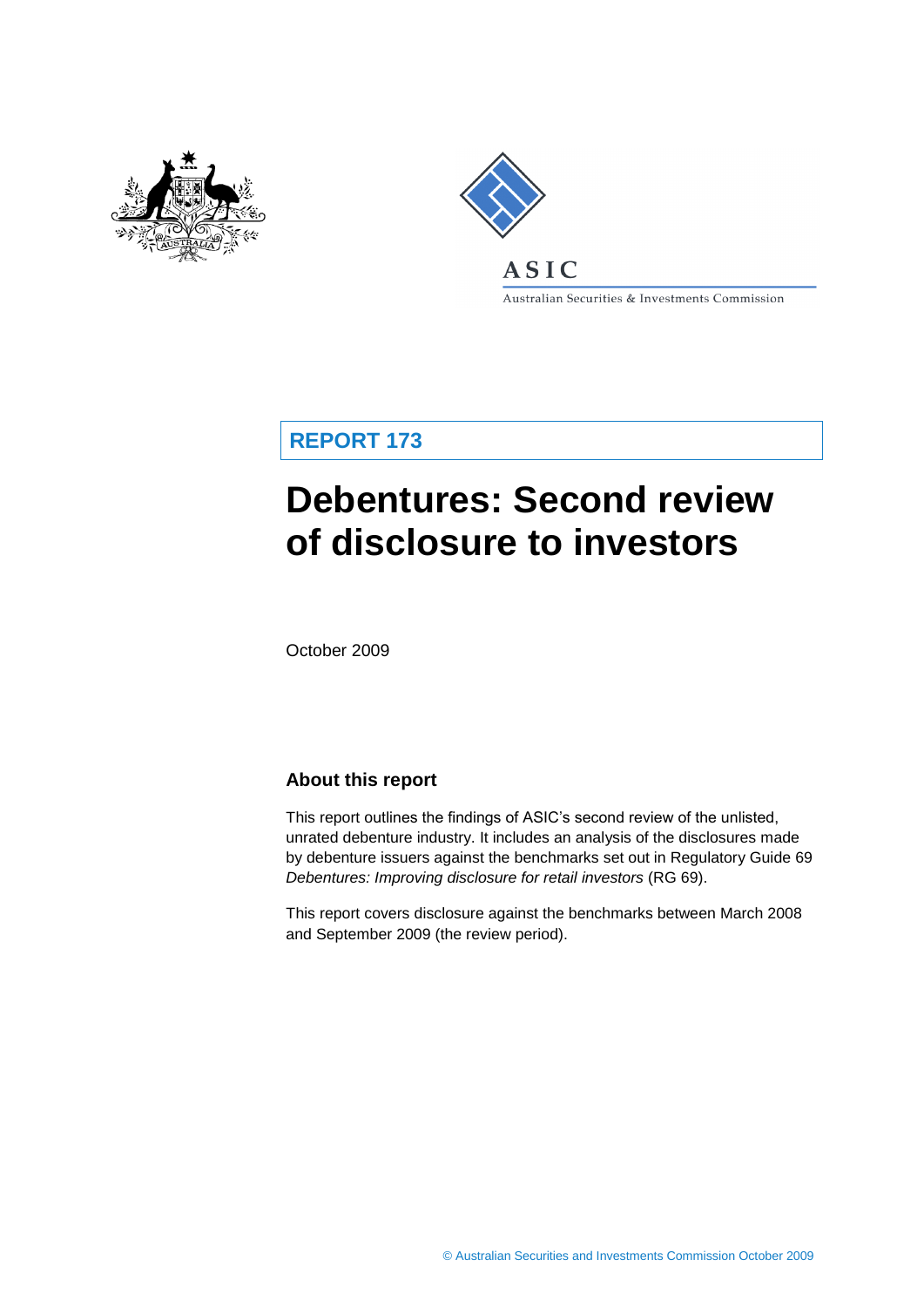ASIC

Australian Securities & Investments Commission

**REPORT 173**

# Debentures: Second review of disclosure to investors

October 2009

## About this report

This report outlines the findings of ASIC's second review of the unlisted, unrated debenture industry. It includes an analysis of the disclosures made by debenture issuers against the benchmarks set out in Regulatory Guide 69 *Debentures: Improving disclosure for retail investors* (RG 69).

This report covers disclosure against the benchmarks between March 2008 and September 2009 (the review period).

© Australian Securities and Investments Commission October 2009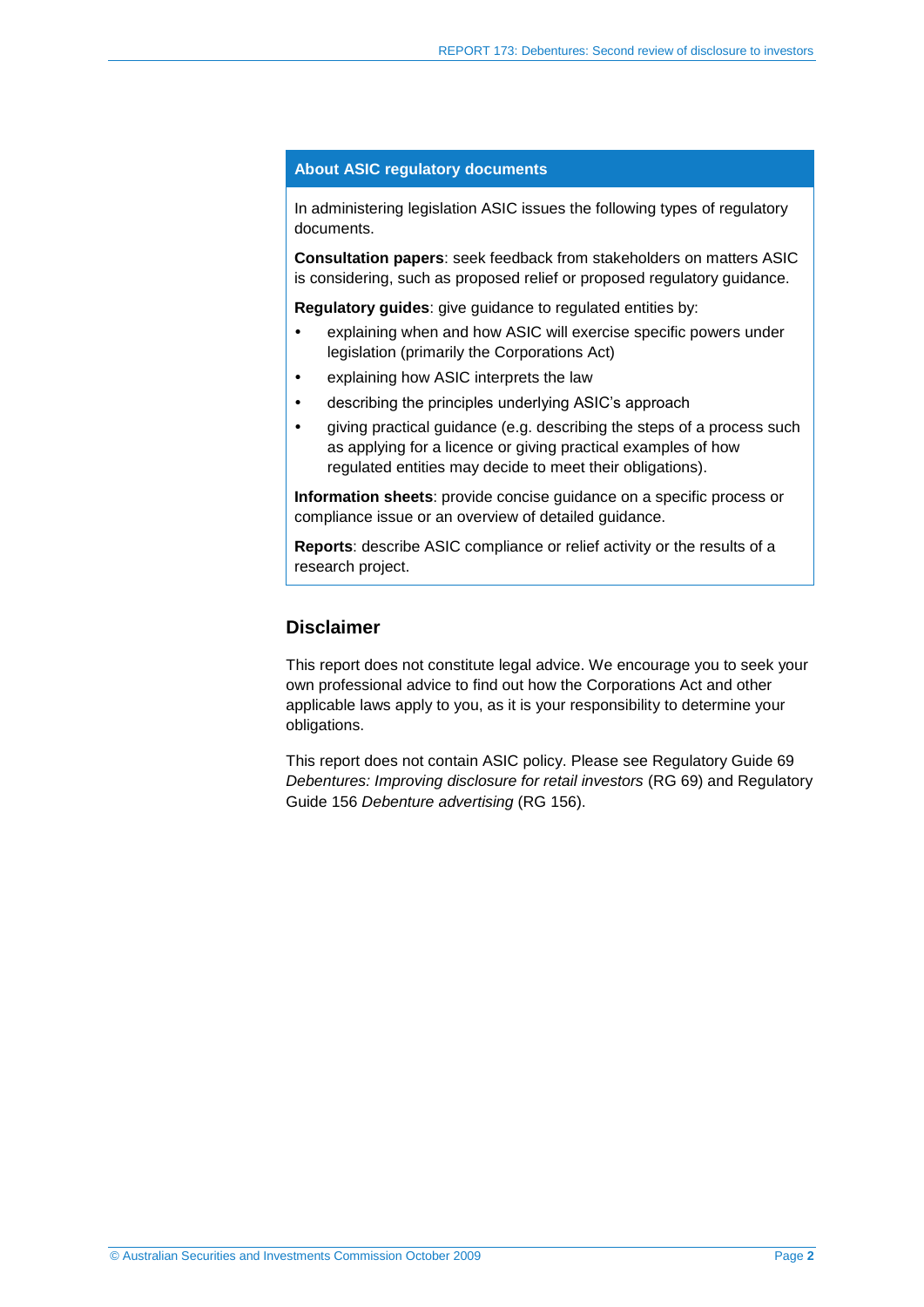## About ASIC regulatory documents

In administering legislation ASIC issues the following types of regulatory documents.

**Consultation papers**: seek feedback from stakeholders on matters ASIC is considering, such as proposed relief or proposed regulatory guidance.

**Regulatory guides**: give guidance to regulated entities by:

- explaining when and how ASIC will exercise specific powers under legislation (primarily the Corporations Act)
- explaining how ASIC interprets the law
- describing the principles underlying ASIC's approach
- giving practical guidance (e.g. describing the steps of a process such as applying for a licence or giving practical examples of how regulated entities may decide to meet their obligations).

**Information sheets**: provide concise guidance on a specific process or compliance issue or an overview of detailed guidance.

**Reports**: describe ASIC compliance or relief activity or the results of a research project.

## Disclaimer

This report does not constitute legal advice. We encourage you to seek your own professional advice to find out how the Corporations Act and other applicable laws apply to you, as it is your responsibility to determine your obligations.

This report does not contain ASIC policy. Please see Regulatory Guide 69 *Debentures: Improving disclosure for retail investors* (RG 69) and Regulatory Guide 156 *Debenture advertising* (RG 156).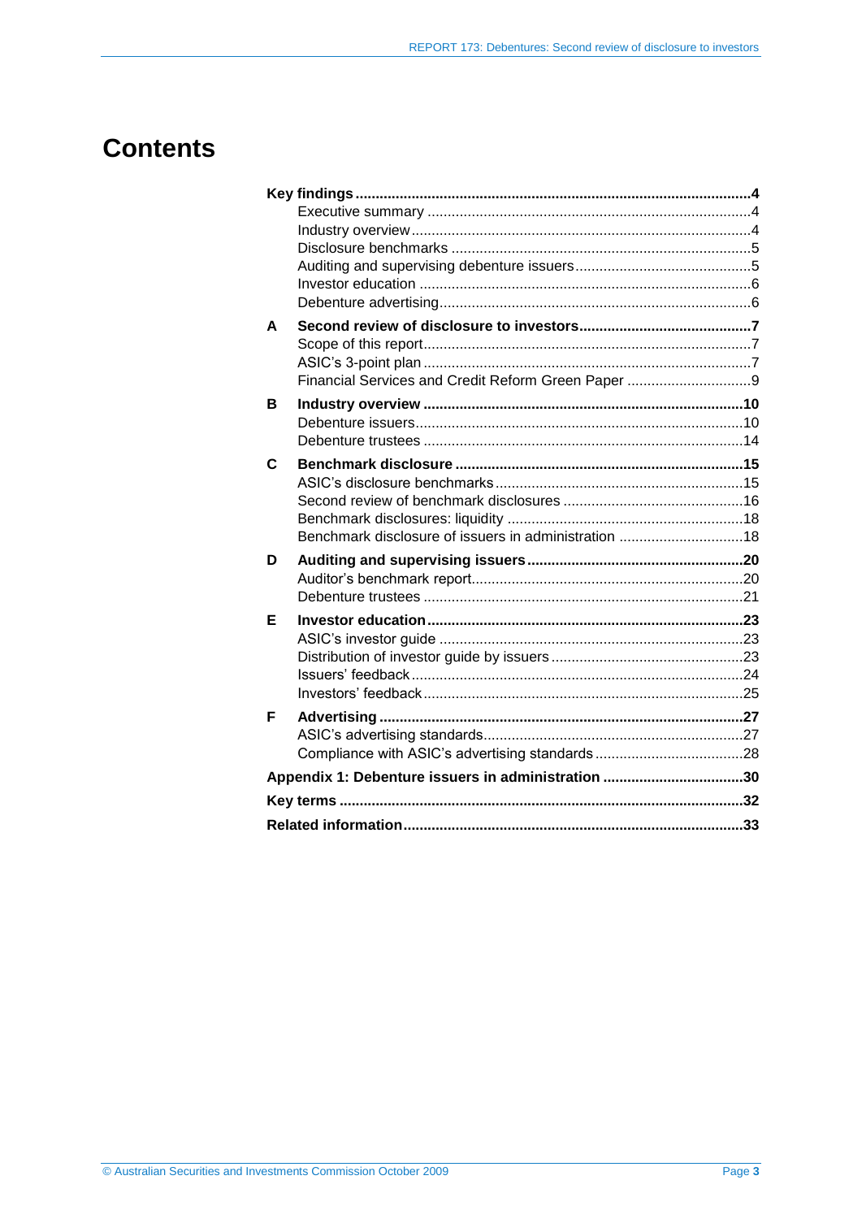# Contents

**Key findings** .......... **4**
- Executive summary .......... 4
- Industry overview .......... 4
- Disclosure benchmarks .......... 5
- Auditing and supervising debenture issuers .......... 5
- Investor education .......... 6
- Debenture advertising .......... 6

**A Second review of disclosure to investors** .......... **7**
- Scope of this report .......... 7
- ASIC's 3-point plan .......... 7
- Financial Services and Credit Reform Green Paper .......... 9

**B Industry overview** .......... **10**
- Debenture issuers .......... 10
- Debenture trustees .......... 14

**C Benchmark disclosure** .......... **15**
- ASIC's disclosure benchmarks .......... 15
- Second review of benchmark disclosures .......... 16
- Benchmark disclosures: liquidity .......... 18
- Benchmark disclosure of issuers in administration .......... 18

**D Auditing and supervising issuers** .......... **20**
- Auditor's benchmark report .......... 20
- Debenture trustees .......... 21

**E Investor education** .......... **23**
- ASIC's investor guide .......... 23
- Distribution of investor guide by issuers .......... 23
- Issuers' feedback .......... 24
- Investors' feedback .......... 25

**F Advertising** .......... **27**
- ASIC's advertising standards .......... 27
- Compliance with ASIC's advertising standards .......... 28

**Appendix 1: Debenture issuers in administration** .......... **30**

**Key terms** .......... **32**

**Related information** .......... **33**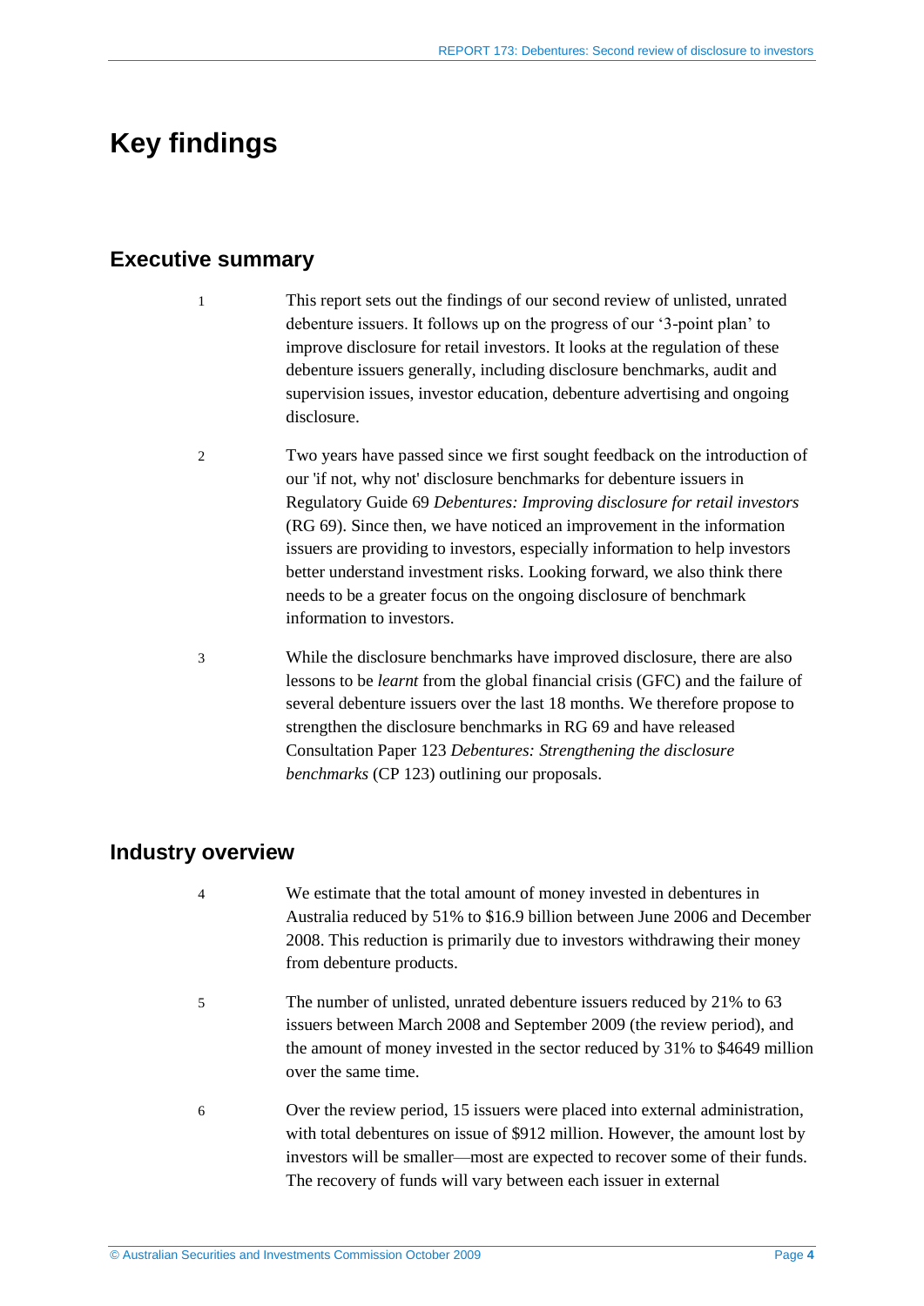# Key findings

## Executive summary

1 This report sets out the findings of our second review of unlisted, unrated debenture issuers. It follows up on the progress of our '3-point plan' to improve disclosure for retail investors. It looks at the regulation of these debenture issuers generally, including disclosure benchmarks, audit and supervision issues, investor education, debenture advertising and ongoing disclosure.

2 Two years have passed since we first sought feedback on the introduction of our 'if not, why not' disclosure benchmarks for debenture issuers in Regulatory Guide 69 *Debentures: Improving disclosure for retail investors* (RG 69). Since then, we have noticed an improvement in the information issuers are providing to investors, especially information to help investors better understand investment risks. Looking forward, we also think there needs to be a greater focus on the ongoing disclosure of benchmark information to investors.

3 While the disclosure benchmarks have improved disclosure, there are also lessons to be *learnt* from the global financial crisis (GFC) and the failure of several debenture issuers over the last 18 months. We therefore propose to strengthen the disclosure benchmarks in RG 69 and have released Consultation Paper 123 *Debentures: Strengthening the disclosure benchmarks* (CP 123) outlining our proposals.

## Industry overview

4 We estimate that the total amount of money invested in debentures in Australia reduced by 51% to $16.9 billion between June 2006 and December 2008. This reduction is primarily due to investors withdrawing their money from debenture products.

5 The number of unlisted, unrated debenture issuers reduced by 21% to 63 issuers between March 2008 and September 2009 (the review period), and the amount of money invested in the sector reduced by 31% to $4649 million over the same time.

6 Over the review period, 15 issuers were placed into external administration, with total debentures on issue of $912 million. However, the amount lost by investors will be smaller—most are expected to recover some of their funds. The recovery of funds will vary between each issuer in external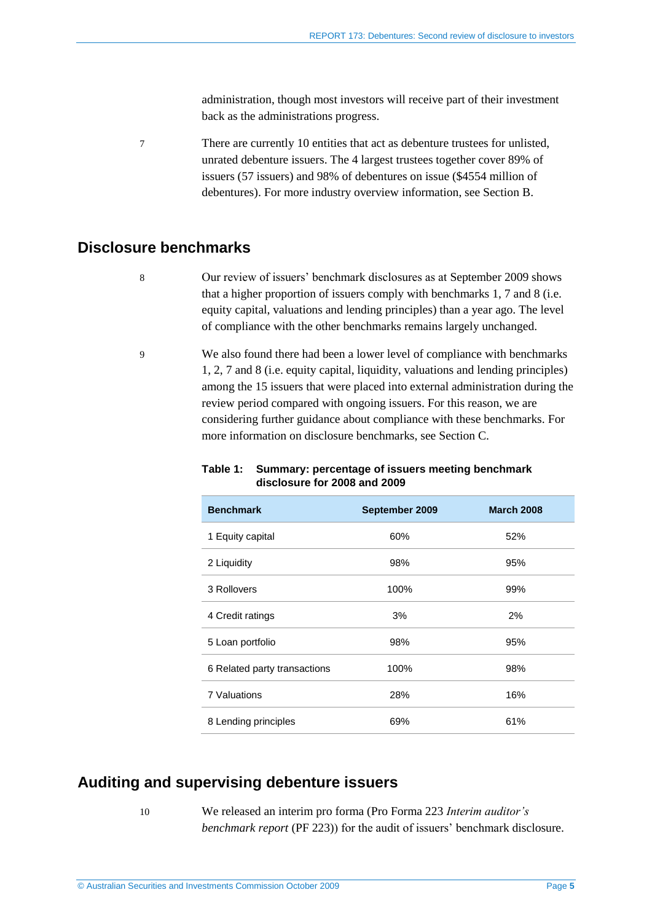administration, though most investors will receive part of their investment back as the administrations progress.

7 There are currently 10 entities that act as debenture trustees for unlisted, unrated debenture issuers. The 4 largest trustees together cover 89% of issuers (57 issuers) and 98% of debentures on issue ($4554 million of debentures). For more industry overview information, see Section B.

## Disclosure benchmarks

8 Our review of issuers' benchmark disclosures as at September 2009 shows that a higher proportion of issuers comply with benchmarks 1, 7 and 8 (i.e. equity capital, valuations and lending principles) than a year ago. The level of compliance with the other benchmarks remains largely unchanged.

9 We also found there had been a lower level of compliance with benchmarks 1, 2, 7 and 8 (i.e. equity capital, liquidity, valuations and lending principles) among the 15 issuers that were placed into external administration during the review period compared with ongoing issuers. For this reason, we are considering further guidance about compliance with these benchmarks. For more information on disclosure benchmarks, see Section C.

**Table 1: Summary: percentage of issuers meeting benchmark disclosure for 2008 and 2009**

| Benchmark | September 2009 | March 2008 |
|---|---|---|
| 1 Equity capital | 60% | 52% |
| 2 Liquidity | 98% | 95% |
| 3 Rollovers | 100% | 99% |
| 4 Credit ratings | 3% | 2% |
| 5 Loan portfolio | 98% | 95% |
| 6 Related party transactions | 100% | 98% |
| 7 Valuations | 28% | 16% |
| 8 Lending principles | 69% | 61% |

## Auditing and supervising debenture issuers

10 We released an interim pro forma (Pro Forma 223 *Interim auditor's benchmark report* (PF 223)) for the audit of issuers' benchmark disclosure.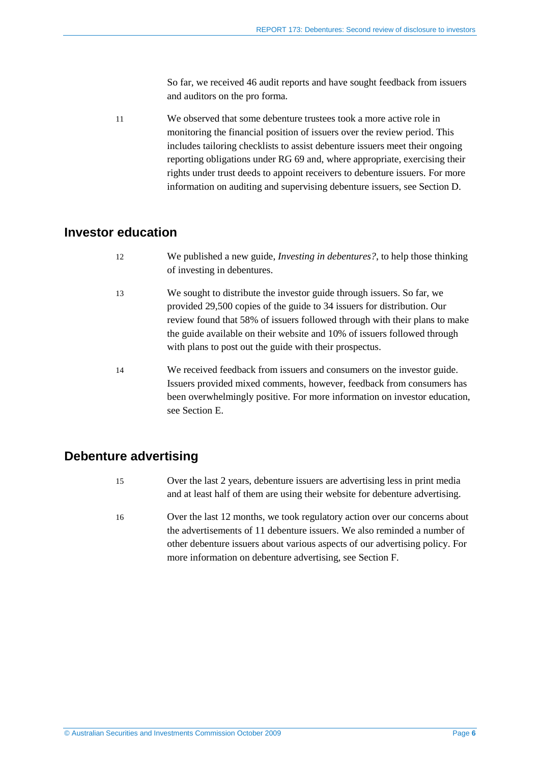So far, we received 46 audit reports and have sought feedback from issuers and auditors on the pro forma.

11 We observed that some debenture trustees took a more active role in monitoring the financial position of issuers over the review period. This includes tailoring checklists to assist debenture issuers meet their ongoing reporting obligations under RG 69 and, where appropriate, exercising their rights under trust deeds to appoint receivers to debenture issuers. For more information on auditing and supervising debenture issuers, see Section D.

## Investor education

12 We published a new guide, *Investing in debentures?*, to help those thinking of investing in debentures.

13 We sought to distribute the investor guide through issuers. So far, we provided 29,500 copies of the guide to 34 issuers for distribution. Our review found that 58% of issuers followed through with their plans to make the guide available on their website and 10% of issuers followed through with plans to post out the guide with their prospectus.

14 We received feedback from issuers and consumers on the investor guide. Issuers provided mixed comments, however, feedback from consumers has been overwhelmingly positive. For more information on investor education, see Section E.

## Debenture advertising

15 Over the last 2 years, debenture issuers are advertising less in print media and at least half of them are using their website for debenture advertising.

16 Over the last 12 months, we took regulatory action over our concerns about the advertisements of 11 debenture issuers. We also reminded a number of other debenture issuers about various aspects of our advertising policy. For more information on debenture advertising, see Section F.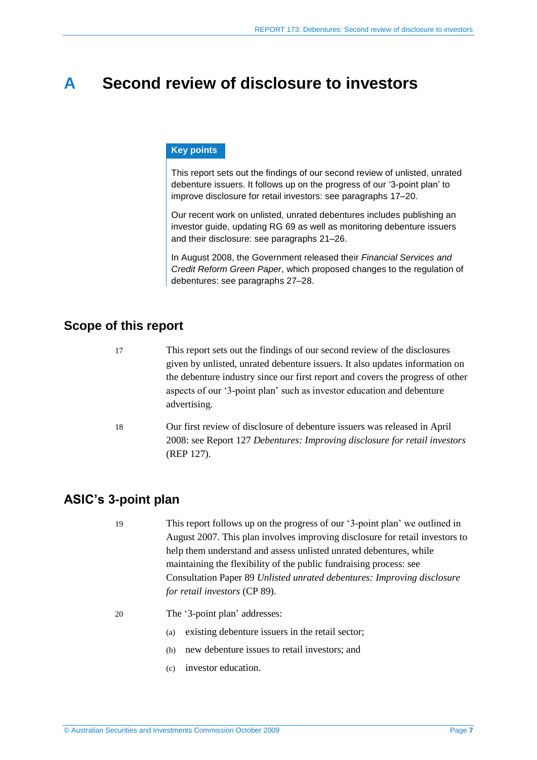# A Second review of disclosure to investors

**Key points**

This report sets out the findings of our second review of unlisted, unrated debenture issuers. It follows up on the progress of our '3-point plan' to improve disclosure for retail investors: see paragraphs 17–20.

Our recent work on unlisted, unrated debentures includes publishing an investor guide, updating RG 69 as well as monitoring debenture issuers and their disclosure: see paragraphs 21–26.

In August 2008, the Government released their *Financial Services and Credit Reform Green Paper*, which proposed changes to the regulation of debentures: see paragraphs 27–28.

## Scope of this report

17 This report sets out the findings of our second review of the disclosures given by unlisted, unrated debenture issuers. It also updates information on the debenture industry since our first report and covers the progress of other aspects of our '3-point plan' such as investor education and debenture advertising.

18 Our first review of disclosure of debenture issuers was released in April 2008: see Report 127 *Debentures: Improving disclosure for retail investors* (REP 127).

## ASIC's 3-point plan

19 This report follows up on the progress of our '3-point plan' we outlined in August 2007. This plan involves improving disclosure for retail investors to help them understand and assess unlisted unrated debentures, while maintaining the flexibility of the public fundraising process: see Consultation Paper 89 *Unlisted unrated debentures: Improving disclosure for retail investors* (CP 89).

20 The '3-point plan' addresses:

(a) existing debenture issuers in the retail sector;

(b) new debenture issues to retail investors; and

(c) investor education.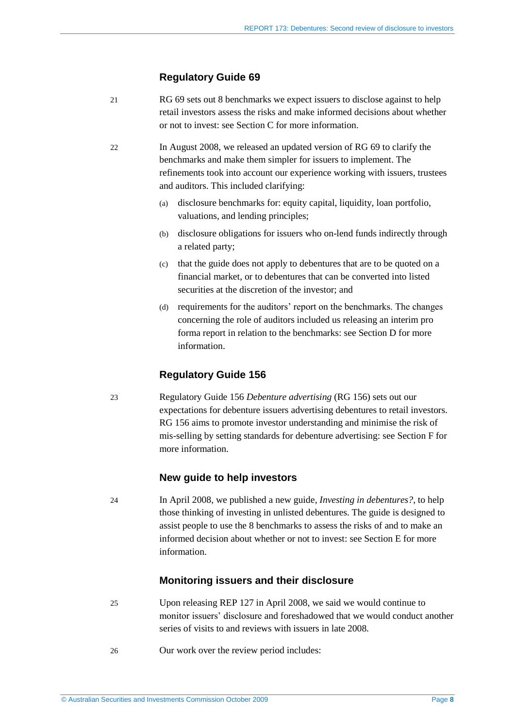### Regulatory Guide 69

21 RG 69 sets out 8 benchmarks we expect issuers to disclose against to help retail investors assess the risks and make informed decisions about whether or not to invest: see Section C for more information.

22 In August 2008, we released an updated version of RG 69 to clarify the benchmarks and make them simpler for issuers to implement. The refinements took into account our experience working with issuers, trustees and auditors. This included clarifying:

(a) disclosure benchmarks for: equity capital, liquidity, loan portfolio, valuations, and lending principles;

(b) disclosure obligations for issuers who on-lend funds indirectly through a related party;

(c) that the guide does not apply to debentures that are to be quoted on a financial market, or to debentures that can be converted into listed securities at the discretion of the investor; and

(d) requirements for the auditors' report on the benchmarks. The changes concerning the role of auditors included us releasing an interim pro forma report in relation to the benchmarks: see Section D for more information.

### Regulatory Guide 156

23 Regulatory Guide 156 *Debenture advertising* (RG 156) sets out our expectations for debenture issuers advertising debentures to retail investors. RG 156 aims to promote investor understanding and minimise the risk of mis-selling by setting standards for debenture advertising: see Section F for more information.

### New guide to help investors

24 In April 2008, we published a new guide, *Investing in debentures?*, to help those thinking of investing in unlisted debentures. The guide is designed to assist people to use the 8 benchmarks to assess the risks of and to make an informed decision about whether or not to invest: see Section E for more information.

### Monitoring issuers and their disclosure

25 Upon releasing REP 127 in April 2008, we said we would continue to monitor issuers' disclosure and foreshadowed that we would conduct another series of visits to and reviews with issuers in late 2008.

26 Our work over the review period includes: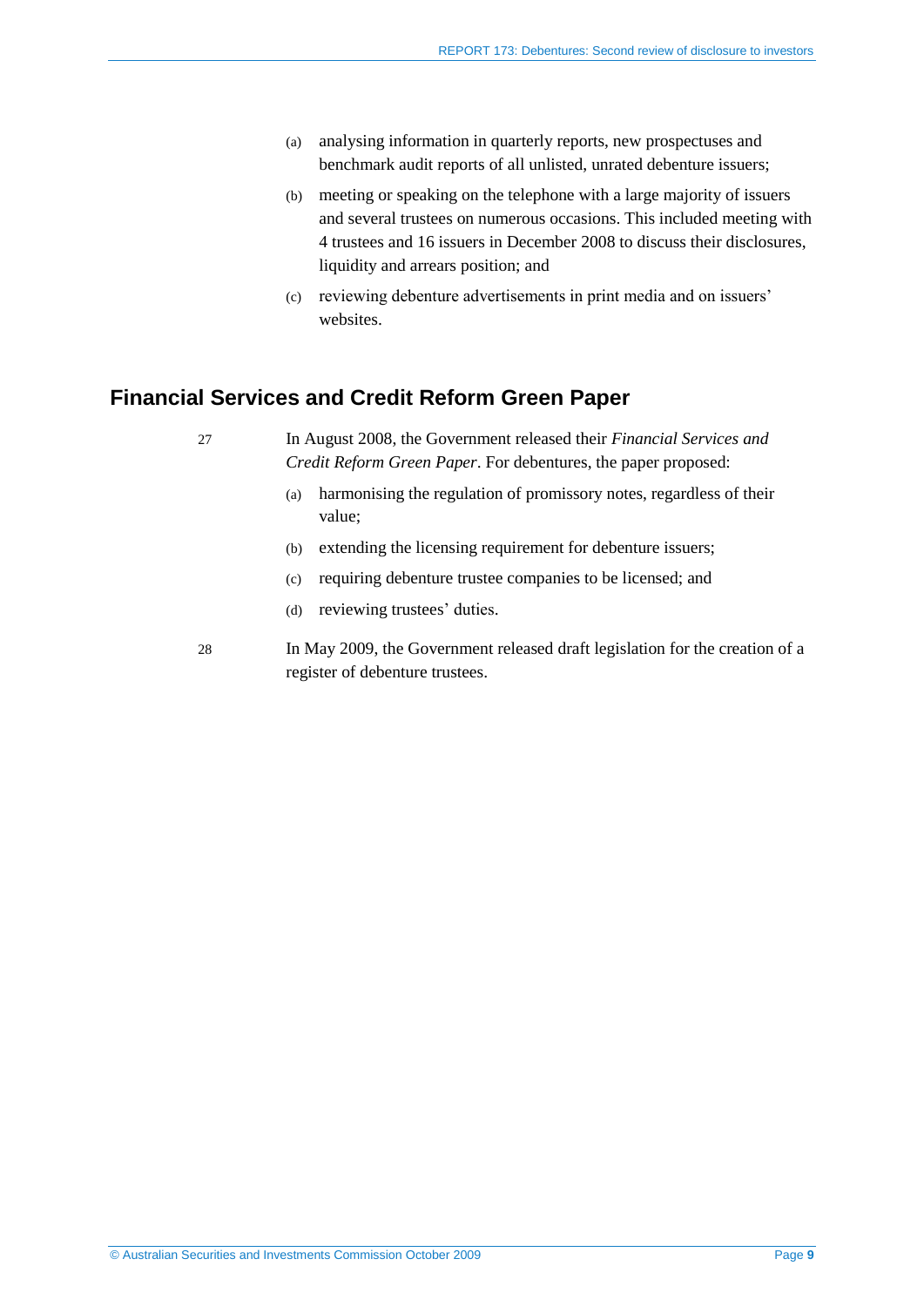(a) analysing information in quarterly reports, new prospectuses and benchmark audit reports of all unlisted, unrated debenture issuers;

(b) meeting or speaking on the telephone with a large majority of issuers and several trustees on numerous occasions. This included meeting with 4 trustees and 16 issuers in December 2008 to discuss their disclosures, liquidity and arrears position; and

(c) reviewing debenture advertisements in print media and on issuers' websites.

## Financial Services and Credit Reform Green Paper

27 In August 2008, the Government released their *Financial Services and Credit Reform Green Paper*. For debentures, the paper proposed:

(a) harmonising the regulation of promissory notes, regardless of their value;

(b) extending the licensing requirement for debenture issuers;

(c) requiring debenture trustee companies to be licensed; and

(d) reviewing trustees' duties.

28 In May 2009, the Government released draft legislation for the creation of a register of debenture trustees.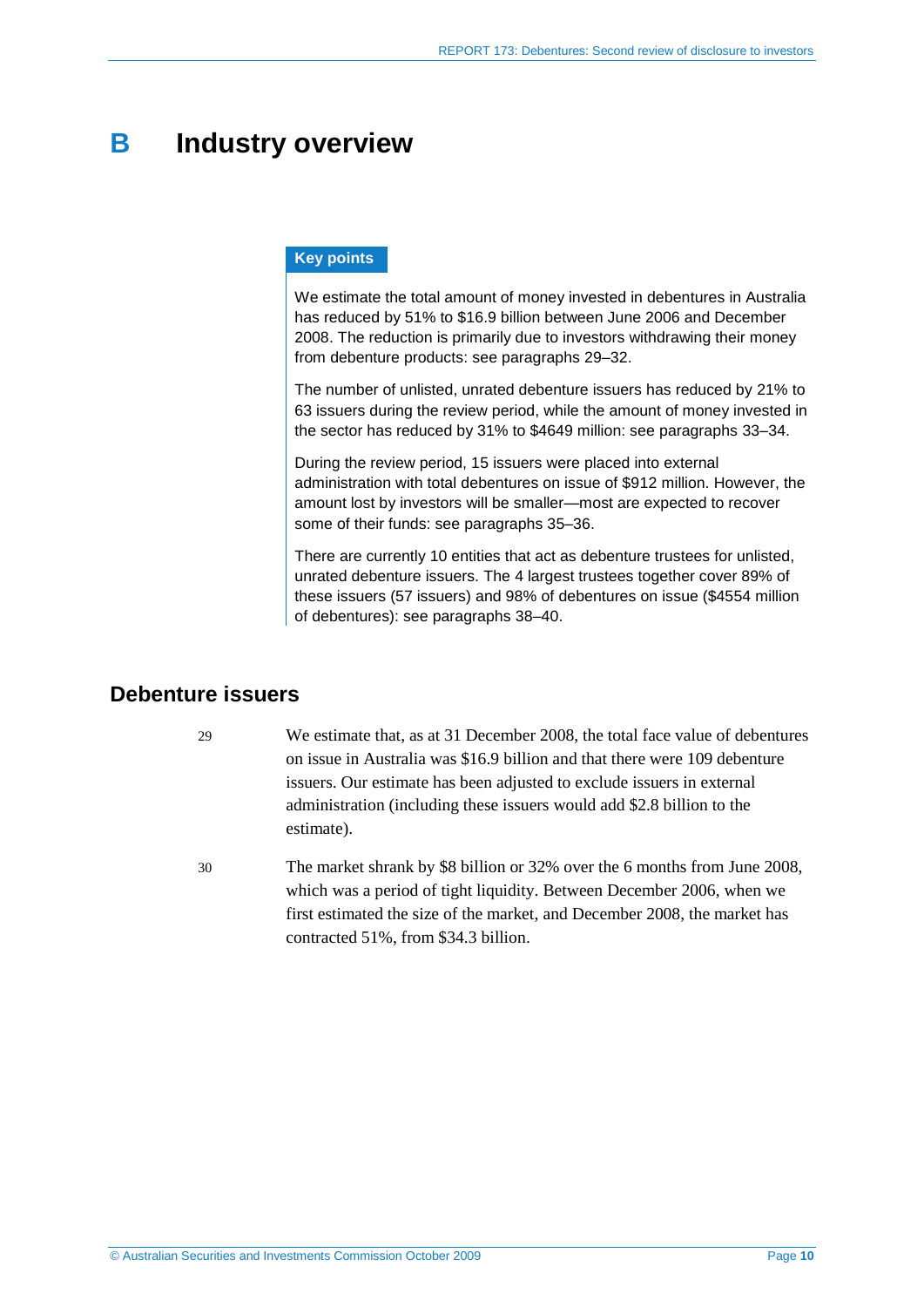# B Industry overview

**Key points**

We estimate the total amount of money invested in debentures in Australia has reduced by 51% to $16.9 billion between June 2006 and December 2008. The reduction is primarily due to investors withdrawing their money from debenture products: see paragraphs 29–32.

The number of unlisted, unrated debenture issuers has reduced by 21% to 63 issuers during the review period, while the amount of money invested in the sector has reduced by 31% to $4649 million: see paragraphs 33–34.

During the review period, 15 issuers were placed into external administration with total debentures on issue of $912 million. However, the amount lost by investors will be smaller—most are expected to recover some of their funds: see paragraphs 35–36.

There are currently 10 entities that act as debenture trustees for unlisted, unrated debenture issuers. The 4 largest trustees together cover 89% of these issuers (57 issuers) and 98% of debentures on issue ($4554 million of debentures): see paragraphs 38–40.

## Debenture issuers

29 We estimate that, as at 31 December 2008, the total face value of debentures on issue in Australia was $16.9 billion and that there were 109 debenture issuers. Our estimate has been adjusted to exclude issuers in external administration (including these issuers would add $2.8 billion to the estimate).

30 The market shrank by $8 billion or 32% over the 6 months from June 2008, which was a period of tight liquidity. Between December 2006, when we first estimated the size of the market, and December 2008, the market has contracted 51%, from $34.3 billion.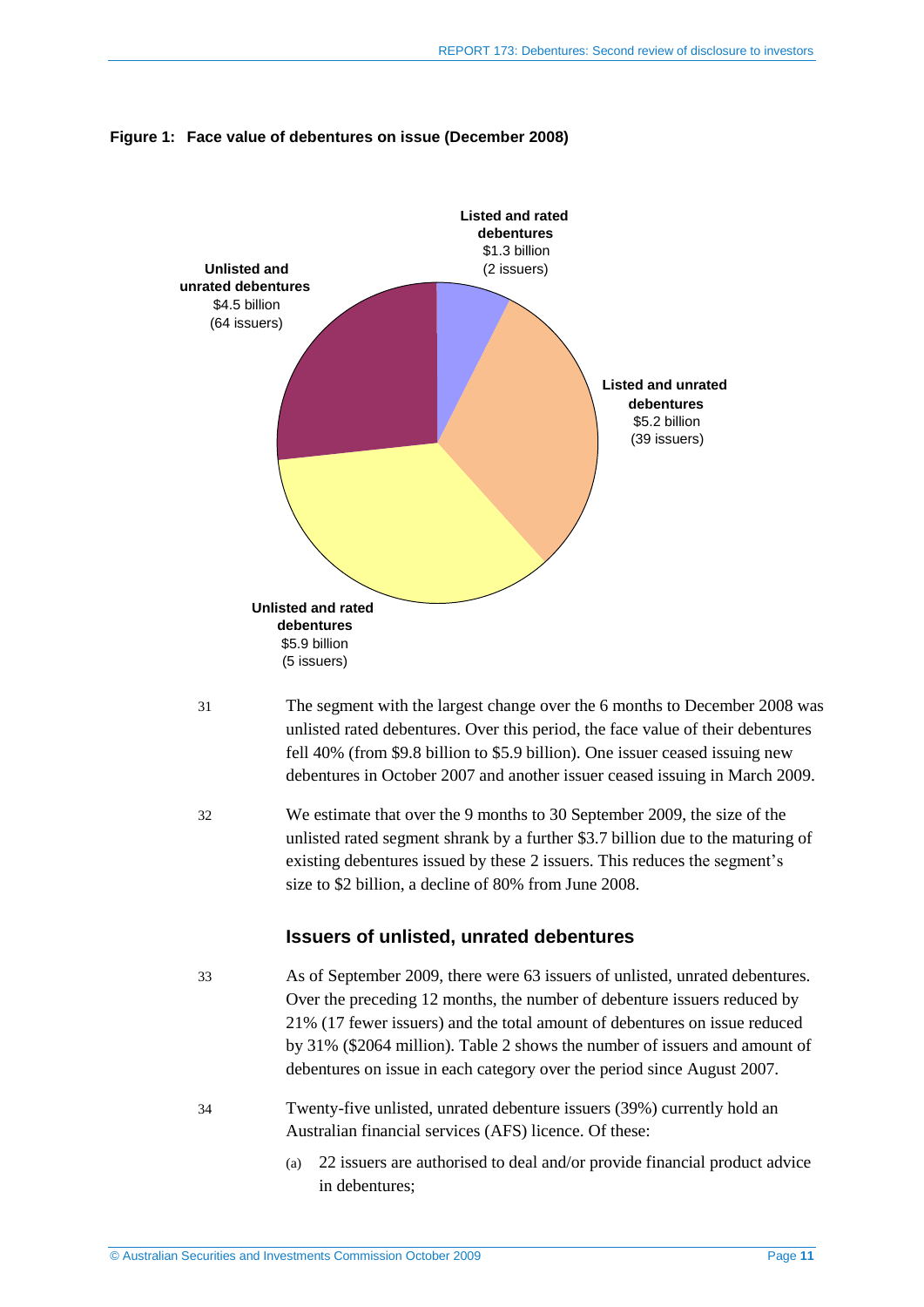**Figure 1: Face value of debentures on issue (December 2008)**

**Listed and rated debentures** $1.3 billion (2 issuers)

**Listed and unrated debentures** $5.2 billion (39 issuers)

**Unlisted and rated debentures** $5.9 billion (5 issuers)

**Unlisted and unrated debentures** $4.5 billion (64 issuers)

31 The segment with the largest change over the 6 months to December 2008 was unlisted rated debentures. Over this period, the face value of their debentures fell 40% (from $9.8 billion to $5.9 billion). One issuer ceased issuing new debentures in October 2007 and another issuer ceased issuing in March 2009.

32 We estimate that over the 9 months to 30 September 2009, the size of the unlisted rated segment shrank by a further $3.7 billion due to the maturing of existing debentures issued by these 2 issuers. This reduces the segment's size to $2 billion, a decline of 80% from June 2008.

### Issuers of unlisted, unrated debentures

33 As of September 2009, there were 63 issuers of unlisted, unrated debentures. Over the preceding 12 months, the number of debenture issuers reduced by 21% (17 fewer issuers) and the total amount of debentures on issue reduced by 31% ($2064 million). Table 2 shows the number of issuers and amount of debentures on issue in each category over the period since August 2007.

34 Twenty-five unlisted, unrated debenture issuers (39%) currently hold an Australian financial services (AFS) licence. Of these:

(a) 22 issuers are authorised to deal and/or provide financial product advice in debentures;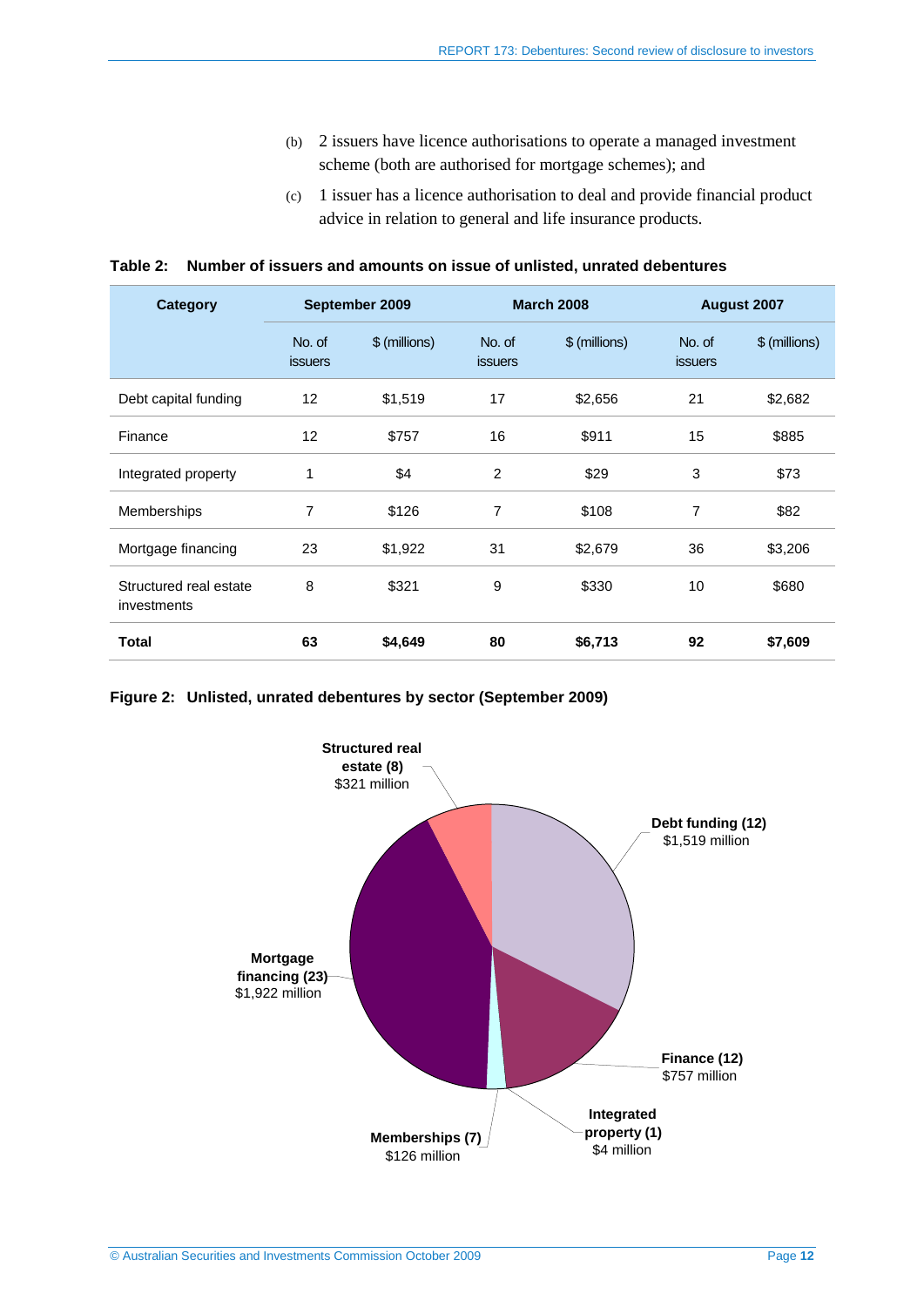(b) 2 issuers have licence authorisations to operate a managed investment scheme (both are authorised for mortgage schemes); and

(c) 1 issuer has a licence authorisation to deal and provide financial product advice in relation to general and life insurance products.

**Table 2: Number of issuers and amounts on issue of unlisted, unrated debentures**

| Category | September 2009 | | March 2008 | | August 2007 | |
|---|---|---|---|---|---|---|
| | No. of issuers | $ (millions) | No. of issuers | $ (millions) | No. of issuers | $ (millions) |
| Debt capital funding | 12 | $1,519 | 17 | $2,656 | 21 | $2,682 |
| Finance | 12 | $757 | 16 | $911 | 15 | $885 |
| Integrated property | 1 | $4 | 2 | $29 | 3 | $73 |
| Memberships | 7 | $126 | 7 | $108 | 7 | $82 |
| Mortgage financing | 23 | $1,922 | 31 | $2,679 | 36 | $3,206 |
| Structured real estate investments | 8 | $321 | 9 | $330 | 10 | $680 |
| **Total** | **63** | **$4,649** | **80** | **$6,713** | **92** | **$7,609** |

**Figure 2: Unlisted, unrated debentures by sector (September 2009)**

**Structured real estate (8)** $321 million

**Debt funding (12)** $1,519 million

**Mortgage financing (23)** $1,922 million

**Finance (12)** $757 million

**Integrated property (1)** $4 million

**Memberships (7)** $126 million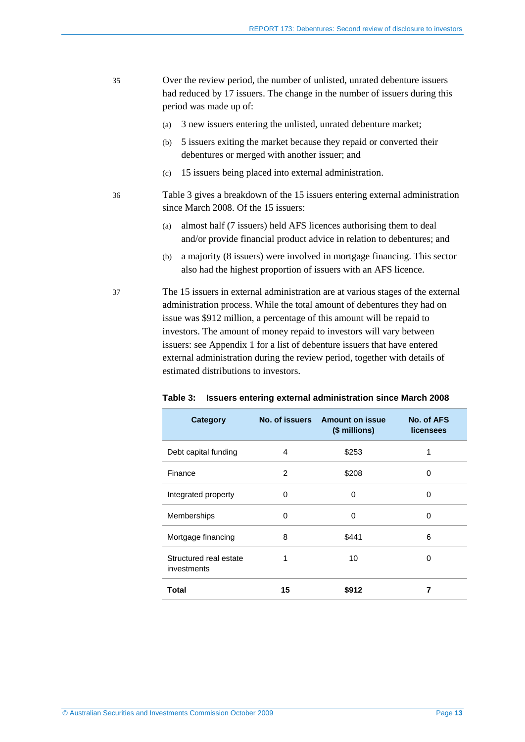35 Over the review period, the number of unlisted, unrated debenture issuers had reduced by 17 issuers. The change in the number of issuers during this period was made up of:

(a) 3 new issuers entering the unlisted, unrated debenture market;

(b) 5 issuers exiting the market because they repaid or converted their debentures or merged with another issuer; and

(c) 15 issuers being placed into external administration.

36 Table 3 gives a breakdown of the 15 issuers entering external administration since March 2008. Of the 15 issuers:

(a) almost half (7 issuers) held AFS licences authorising them to deal and/or provide financial product advice in relation to debentures; and

(b) a majority (8 issuers) were involved in mortgage financing. This sector also had the highest proportion of issuers with an AFS licence.

37 The 15 issuers in external administration are at various stages of the external administration process. While the total amount of debentures they had on issue was $912 million, a percentage of this amount will be repaid to investors. The amount of money repaid to investors will vary between issuers: see Appendix 1 for a list of debenture issuers that have entered external administration during the review period, together with details of estimated distributions to investors.

**Table 3: Issuers entering external administration since March 2008**

| Category | No. of issuers | Amount on issue ($ millions) | No. of AFS licensees |
|---|---|---|---|
| Debt capital funding | 4 | $253 | 1 |
| Finance | 2 | $208 | 0 |
| Integrated property | 0 | 0 | 0 |
| Memberships | 0 | 0 | 0 |
| Mortgage financing | 8 | $441 | 6 |
| Structured real estate investments | 1 | 10 | 0 |
| **Total** | **15** | **$912** | **7** |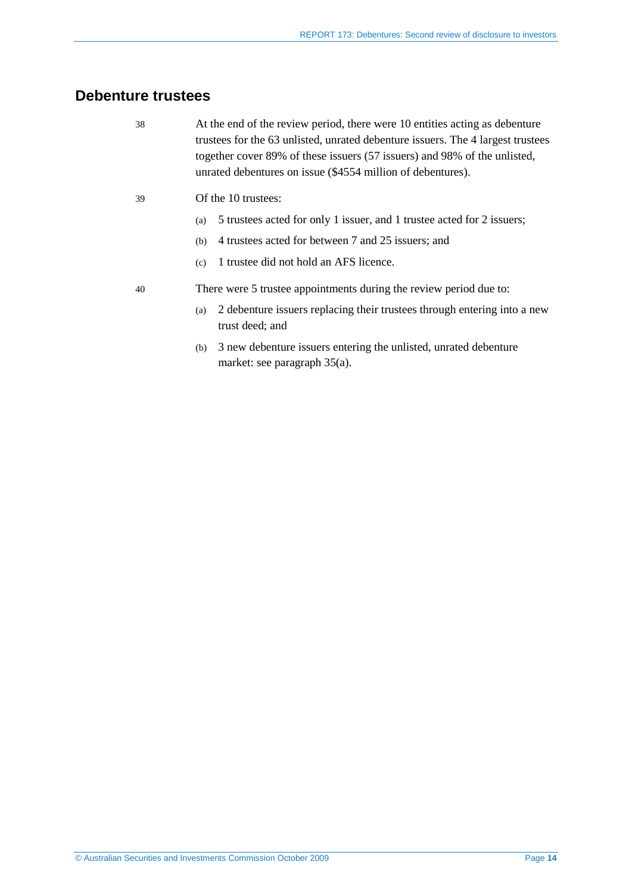## Debenture trustees

38 At the end of the review period, there were 10 entities acting as debenture trustees for the 63 unlisted, unrated debenture issuers. The 4 largest trustees together cover 89% of these issuers (57 issuers) and 98% of the unlisted, unrated debentures on issue ($4554 million of debentures).

39 Of the 10 trustees:

(a) 5 trustees acted for only 1 issuer, and 1 trustee acted for 2 issuers;

(b) 4 trustees acted for between 7 and 25 issuers; and

(c) 1 trustee did not hold an AFS licence.

40 There were 5 trustee appointments during the review period due to:

(a) 2 debenture issuers replacing their trustees through entering into a new trust deed; and

(b) 3 new debenture issuers entering the unlisted, unrated debenture market: see paragraph 35(a).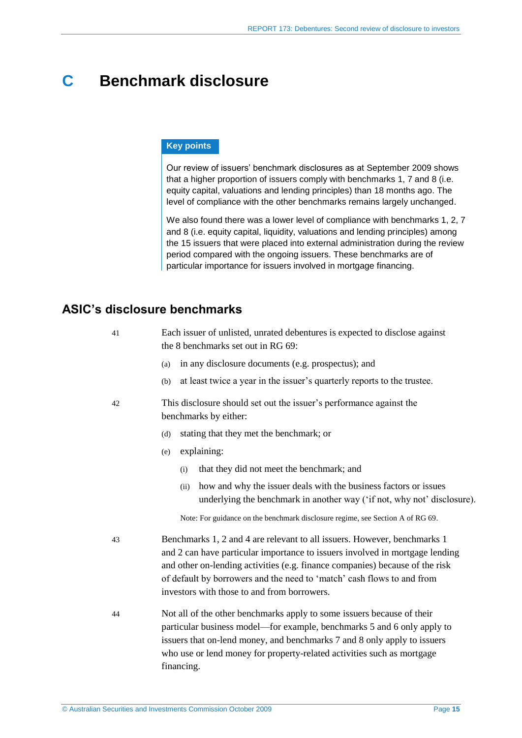# C Benchmark disclosure

**Key points**

Our review of issuers' benchmark disclosures as at September 2009 shows that a higher proportion of issuers comply with benchmarks 1, 7 and 8 (i.e. equity capital, valuations and lending principles) than 18 months ago. The level of compliance with the other benchmarks remains largely unchanged.

We also found there was a lower level of compliance with benchmarks 1, 2, 7 and 8 (i.e. equity capital, liquidity, valuations and lending principles) among the 15 issuers that were placed into external administration during the review period compared with the ongoing issuers. These benchmarks are of particular importance for issuers involved in mortgage financing.

## ASIC's disclosure benchmarks

41 Each issuer of unlisted, unrated debentures is expected to disclose against the 8 benchmarks set out in RG 69:

(a) in any disclosure documents (e.g. prospectus); and

(b) at least twice a year in the issuer's quarterly reports to the trustee.

42 This disclosure should set out the issuer's performance against the benchmarks by either:

(d) stating that they met the benchmark; or

(e) explaining:

(i) that they did not meet the benchmark; and

(ii) how and why the issuer deals with the business factors or issues underlying the benchmark in another way ('if not, why not' disclosure).

Note: For guidance on the benchmark disclosure regime, see Section A of RG 69.

43 Benchmarks 1, 2 and 4 are relevant to all issuers. However, benchmarks 1 and 2 can have particular importance to issuers involved in mortgage lending and other on-lending activities (e.g. finance companies) because of the risk of default by borrowers and the need to 'match' cash flows to and from investors with those to and from borrowers.

44 Not all of the other benchmarks apply to some issuers because of their particular business model—for example, benchmarks 5 and 6 only apply to issuers that on-lend money, and benchmarks 7 and 8 only apply to issuers who use or lend money for property-related activities such as mortgage financing.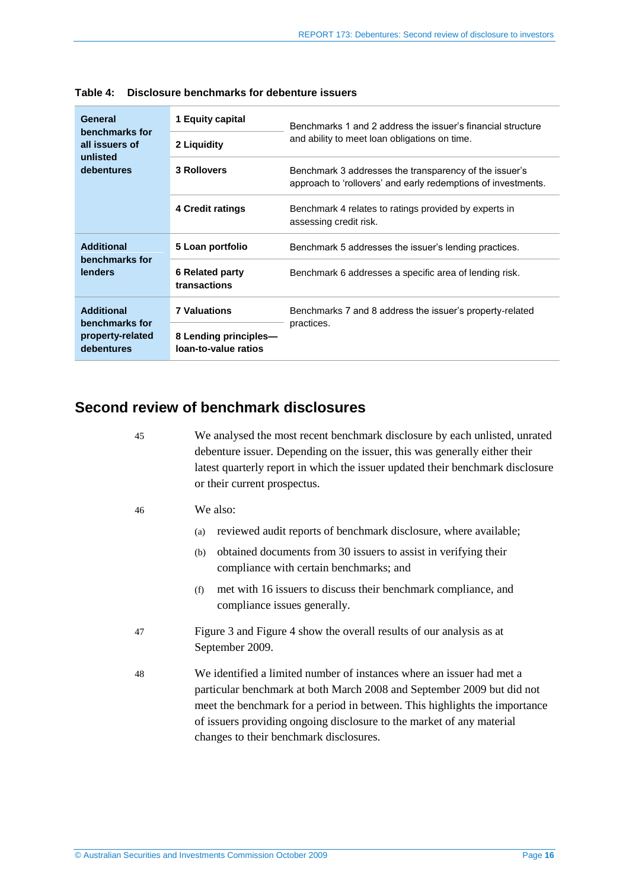**Table 4: Disclosure benchmarks for debenture issuers**

| | | |
|---|---|---|
| **General benchmarks for all issuers of unlisted debentures** | **1 Equity capital** | Benchmarks 1 and 2 address the issuer's financial structure and ability to meet loan obligations on time. |
| | **2 Liquidity** | |
| | **3 Rollovers** | Benchmark 3 addresses the transparency of the issuer's approach to 'rollovers' and early redemptions of investments. |
| | **4 Credit ratings** | Benchmark 4 relates to ratings provided by experts in assessing credit risk. |
| **Additional benchmarks for lenders** | **5 Loan portfolio** | Benchmark 5 addresses the issuer's lending practices. |
| | **6 Related party transactions** | Benchmark 6 addresses a specific area of lending risk. |
| **Additional benchmarks for property-related debentures** | **7 Valuations** | Benchmarks 7 and 8 address the issuer's property-related practices. |
| | **8 Lending principles—loan-to-value ratios** | |

## Second review of benchmark disclosures

45 We analysed the most recent benchmark disclosure by each unlisted, unrated debenture issuer. Depending on the issuer, this was generally either their latest quarterly report in which the issuer updated their benchmark disclosure or their current prospectus.

46 We also:

(a) reviewed audit reports of benchmark disclosure, where available;

(b) obtained documents from 30 issuers to assist in verifying their compliance with certain benchmarks; and

(f) met with 16 issuers to discuss their benchmark compliance, and compliance issues generally.

47 Figure 3 and Figure 4 show the overall results of our analysis as at September 2009.

48 We identified a limited number of instances where an issuer had met a particular benchmark at both March 2008 and September 2009 but did not meet the benchmark for a period in between. This highlights the importance of issuers providing ongoing disclosure to the market of any material changes to their benchmark disclosures.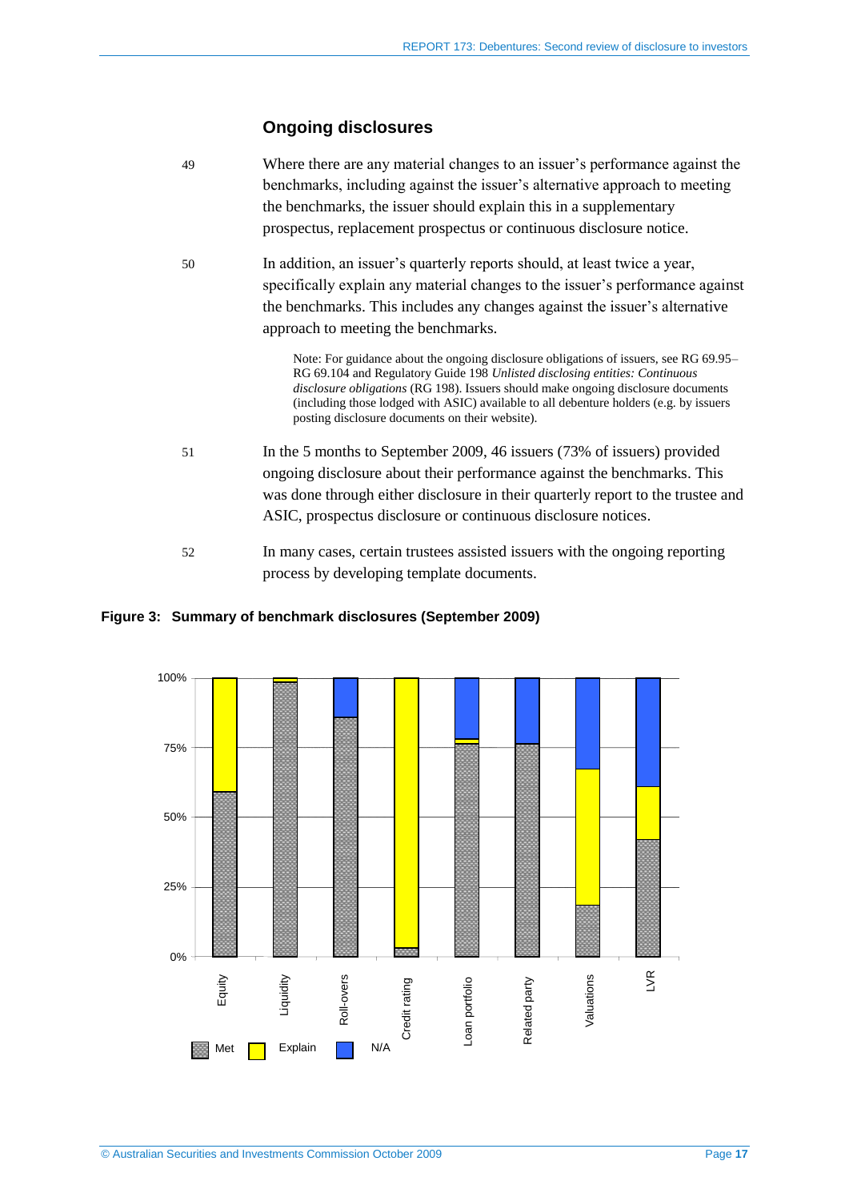## Ongoing disclosures

49 Where there are any material changes to an issuer's performance against the benchmarks, including against the issuer's alternative approach to meeting the benchmarks, the issuer should explain this in a supplementary prospectus, replacement prospectus or continuous disclosure notice.

50 In addition, an issuer's quarterly reports should, at least twice a year, specifically explain any material changes to the issuer's performance against the benchmarks. This includes any changes against the issuer's alternative approach to meeting the benchmarks.

Note: For guidance about the ongoing disclosure obligations of issuers, see RG 69.95–RG 69.104 and Regulatory Guide 198 *Unlisted disclosing entities: Continuous disclosure obligations* (RG 198). Issuers should make ongoing disclosure documents (including those lodged with ASIC) available to all debenture holders (e.g. by issuers posting disclosure documents on their website).

51 In the 5 months to September 2009, 46 issuers (73% of issuers) provided ongoing disclosure about their performance against the benchmarks. This was done through either disclosure in their quarterly report to the trustee and ASIC, prospectus disclosure or continuous disclosure notices.

52 In many cases, certain trustees assisted issuers with the ongoing reporting process by developing template documents.

**Figure 3: Summary of benchmark disclosures (September 2009)**

| Benchmark | Met | Explain | N/A |
|---|---|---|---|
| Equity | ~59% | ~41% | — |
| Liquidity | ~99% | ~1% | — |
| Roll-overs | ~86% | — | ~14% |
| Credit rating | ~3% | ~97% | — |
| Loan portfolio | ~77% | ~1% | ~22% |
| Related party | ~76% | — | ~24% |
| Valuations | ~18% | ~49% | ~33% |
| LVR | ~42% | ~19% | ~39% |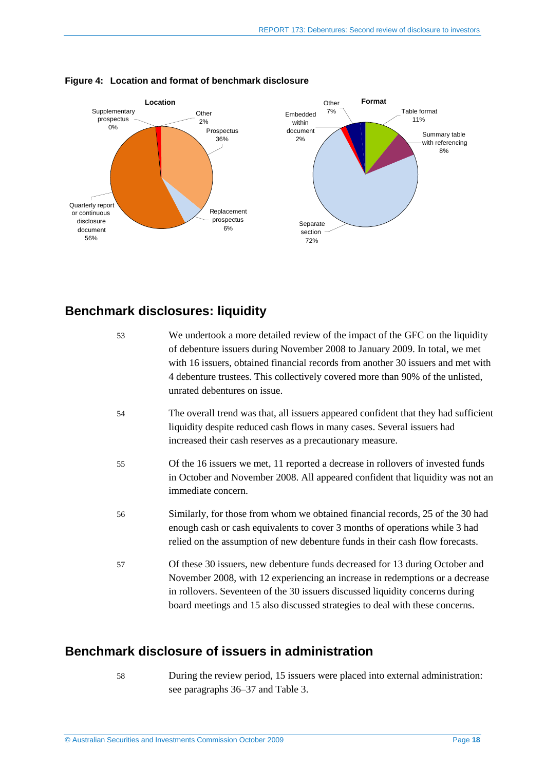**Figure 4: Location and format of benchmark disclosure**

**Location**

- Prospectus 36%
- Replacement prospectus 6%
- Quarterly report or continuous disclosure document 56%
- Supplementary prospectus 0%
- Other 2%

**Format**

- Table format 11%
- Summary table with referencing 8%
- Separate section 72%
- Embedded within document 2%
- Other 7%

## Benchmark disclosures: liquidity

53 We undertook a more detailed review of the impact of the GFC on the liquidity of debenture issuers during November 2008 to January 2009. In total, we met with 16 issuers, obtained financial records from another 30 issuers and met with 4 debenture trustees. This collectively covered more than 90% of the unlisted, unrated debentures on issue.

54 The overall trend was that, all issuers appeared confident that they had sufficient liquidity despite reduced cash flows in many cases. Several issuers had increased their cash reserves as a precautionary measure.

55 Of the 16 issuers we met, 11 reported a decrease in rollovers of invested funds in October and November 2008. All appeared confident that liquidity was not an immediate concern.

56 Similarly, for those from whom we obtained financial records, 25 of the 30 had enough cash or cash equivalents to cover 3 months of operations while 3 had relied on the assumption of new debenture funds in their cash flow forecasts.

57 Of these 30 issuers, new debenture funds decreased for 13 during October and November 2008, with 12 experiencing an increase in redemptions or a decrease in rollovers. Seventeen of the 30 issuers discussed liquidity concerns during board meetings and 15 also discussed strategies to deal with these concerns.

## Benchmark disclosure of issuers in administration

58 During the review period, 15 issuers were placed into external administration: see paragraphs 36–37 and Table 3.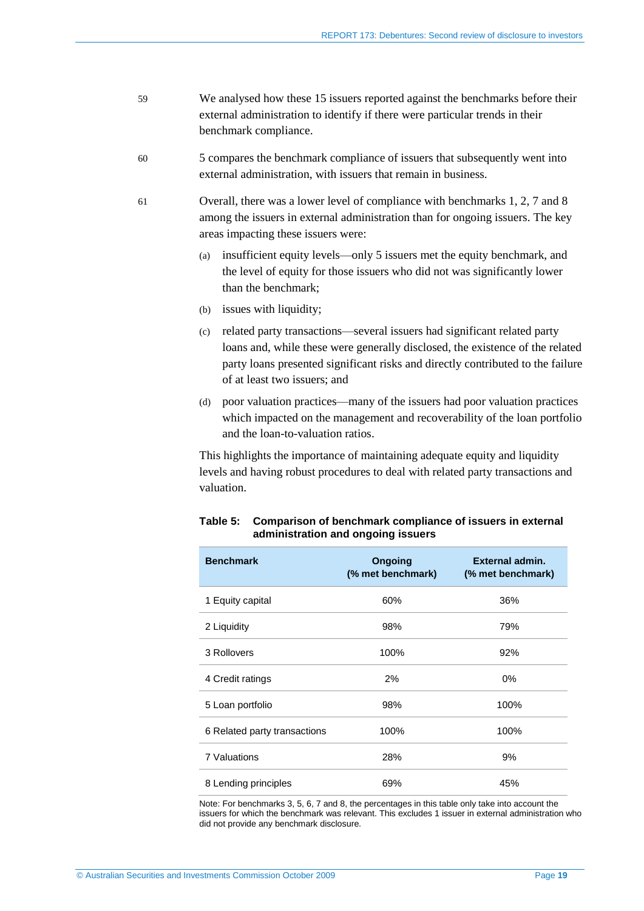59 We analysed how these 15 issuers reported against the benchmarks before their external administration to identify if there were particular trends in their benchmark compliance.

60 5 compares the benchmark compliance of issuers that subsequently went into external administration, with issuers that remain in business.

61 Overall, there was a lower level of compliance with benchmarks 1, 2, 7 and 8 among the issuers in external administration than for ongoing issuers. The key areas impacting these issuers were:

(a) insufficient equity levels—only 5 issuers met the equity benchmark, and the level of equity for those issuers who did not was significantly lower than the benchmark;

(b) issues with liquidity;

(c) related party transactions—several issuers had significant related party loans and, while these were generally disclosed, the existence of the related party loans presented significant risks and directly contributed to the failure of at least two issuers; and

(d) poor valuation practices—many of the issuers had poor valuation practices which impacted on the management and recoverability of the loan portfolio and the loan-to-valuation ratios.

This highlights the importance of maintaining adequate equity and liquidity levels and having robust procedures to deal with related party transactions and valuation.

**Table 5: Comparison of benchmark compliance of issuers in external administration and ongoing issuers**

| Benchmark | Ongoing (% met benchmark) | External admin. (% met benchmark) |
|---|---|---|
| 1 Equity capital | 60% | 36% |
| 2 Liquidity | 98% | 79% |
| 3 Rollovers | 100% | 92% |
| 4 Credit ratings | 2% | 0% |
| 5 Loan portfolio | 98% | 100% |
| 6 Related party transactions | 100% | 100% |
| 7 Valuations | 28% | 9% |
| 8 Lending principles | 69% | 45% |

Note: For benchmarks 3, 5, 6, 7 and 8, the percentages in this table only take into account the issuers for which the benchmark was relevant. This excludes 1 issuer in external administration who did not provide any benchmark disclosure.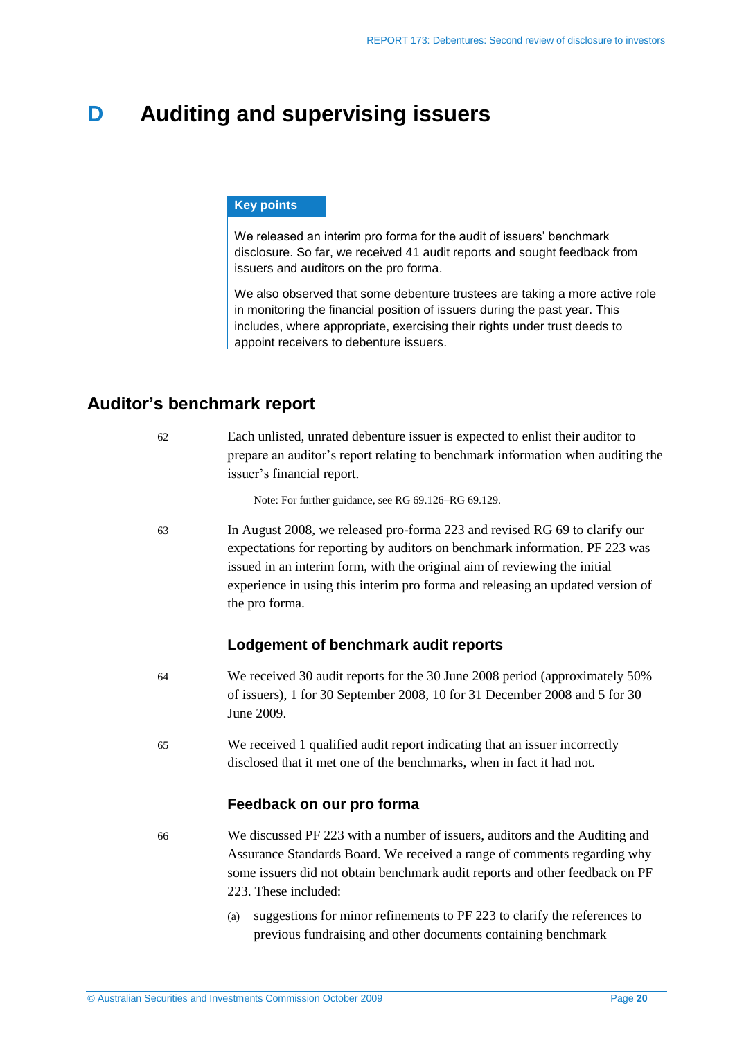# D Auditing and supervising issuers

**Key points**

We released an interim pro forma for the audit of issuers' benchmark disclosure. So far, we received 41 audit reports and sought feedback from issuers and auditors on the pro forma.

We also observed that some debenture trustees are taking a more active role in monitoring the financial position of issuers during the past year. This includes, where appropriate, exercising their rights under trust deeds to appoint receivers to debenture issuers.

## Auditor's benchmark report

62 Each unlisted, unrated debenture issuer is expected to enlist their auditor to prepare an auditor's report relating to benchmark information when auditing the issuer's financial report.

Note: For further guidance, see RG 69.126–RG 69.129.

63 In August 2008, we released pro-forma 223 and revised RG 69 to clarify our expectations for reporting by auditors on benchmark information. PF 223 was issued in an interim form, with the original aim of reviewing the initial experience in using this interim pro forma and releasing an updated version of the pro forma.

### Lodgement of benchmark audit reports

64 We received 30 audit reports for the 30 June 2008 period (approximately 50% of issuers), 1 for 30 September 2008, 10 for 31 December 2008 and 5 for 30 June 2009.

65 We received 1 qualified audit report indicating that an issuer incorrectly disclosed that it met one of the benchmarks, when in fact it had not.

### Feedback on our pro forma

66 We discussed PF 223 with a number of issuers, auditors and the Auditing and Assurance Standards Board. We received a range of comments regarding why some issuers did not obtain benchmark audit reports and other feedback on PF 223. These included:

(a) suggestions for minor refinements to PF 223 to clarify the references to previous fundraising and other documents containing benchmark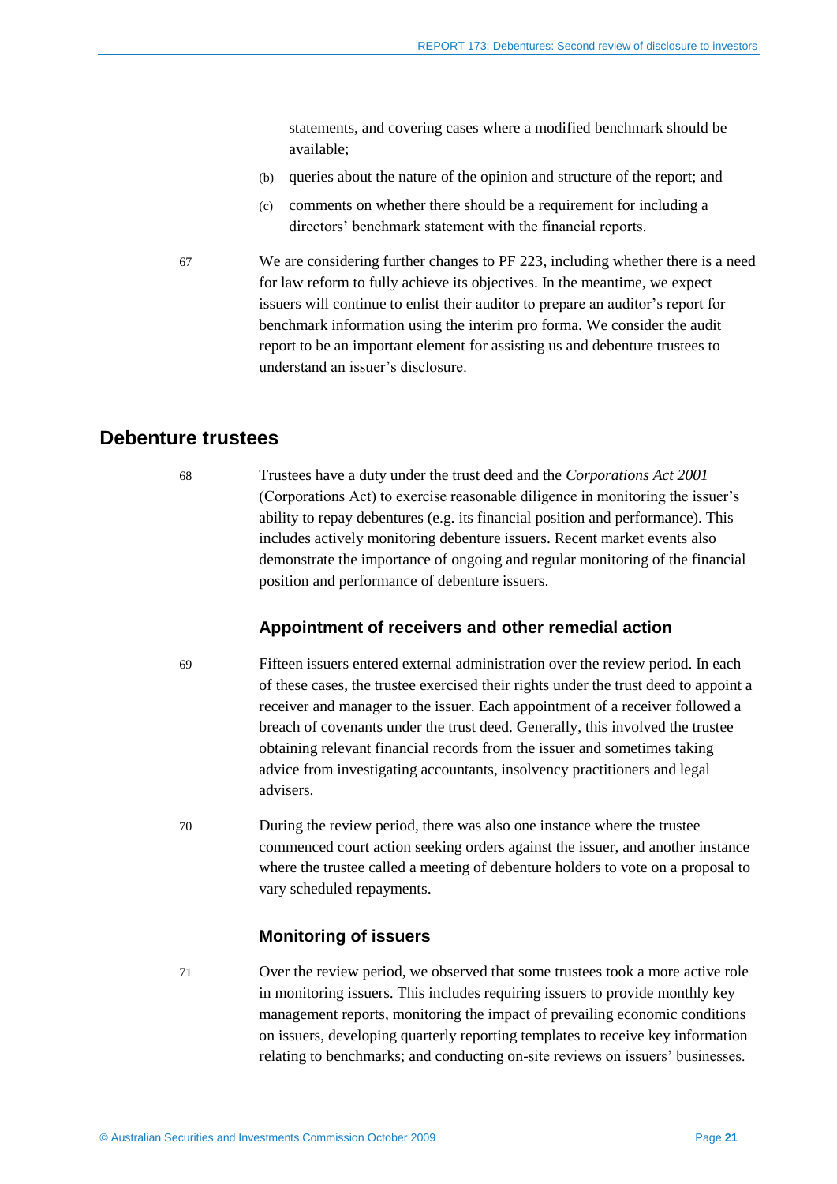statements, and covering cases where a modified benchmark should be available;

(b) queries about the nature of the opinion and structure of the report; and

(c) comments on whether there should be a requirement for including a directors' benchmark statement with the financial reports.

67 We are considering further changes to PF 223, including whether there is a need for law reform to fully achieve its objectives. In the meantime, we expect issuers will continue to enlist their auditor to prepare an auditor's report for benchmark information using the interim pro forma. We consider the audit report to be an important element for assisting us and debenture trustees to understand an issuer's disclosure.

## Debenture trustees

68 Trustees have a duty under the trust deed and the *Corporations Act 2001* (Corporations Act) to exercise reasonable diligence in monitoring the issuer's ability to repay debentures (e.g. its financial position and performance). This includes actively monitoring debenture issuers. Recent market events also demonstrate the importance of ongoing and regular monitoring of the financial position and performance of debenture issuers.

### Appointment of receivers and other remedial action

69 Fifteen issuers entered external administration over the review period. In each of these cases, the trustee exercised their rights under the trust deed to appoint a receiver and manager to the issuer. Each appointment of a receiver followed a breach of covenants under the trust deed. Generally, this involved the trustee obtaining relevant financial records from the issuer and sometimes taking advice from investigating accountants, insolvency practitioners and legal advisers.

70 During the review period, there was also one instance where the trustee commenced court action seeking orders against the issuer, and another instance where the trustee called a meeting of debenture holders to vote on a proposal to vary scheduled repayments.

### Monitoring of issuers

71 Over the review period, we observed that some trustees took a more active role in monitoring issuers. This includes requiring issuers to provide monthly key management reports, monitoring the impact of prevailing economic conditions on issuers, developing quarterly reporting templates to receive key information relating to benchmarks; and conducting on-site reviews on issuers' businesses.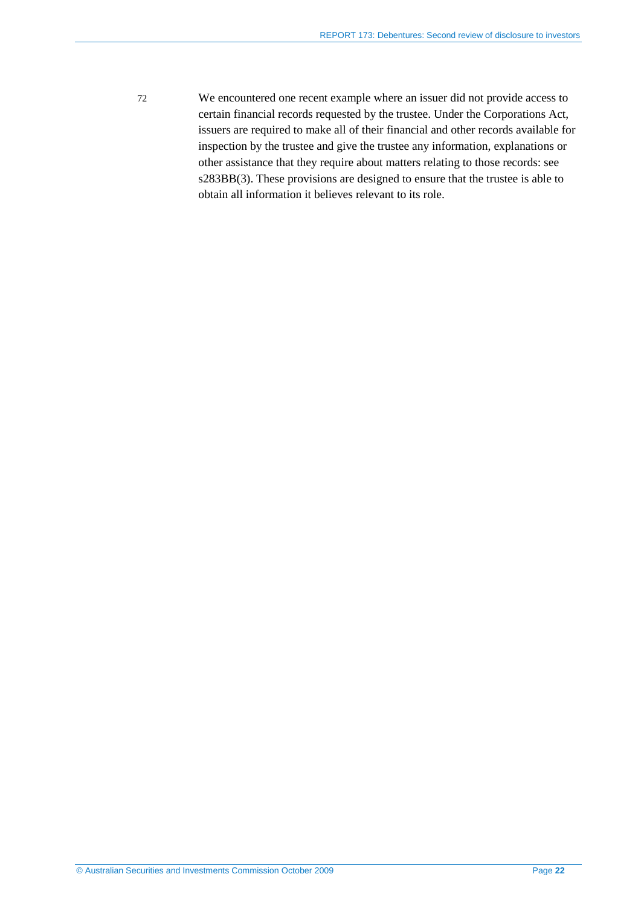72 We encountered one recent example where an issuer did not provide access to certain financial records requested by the trustee. Under the Corporations Act, issuers are required to make all of their financial and other records available for inspection by the trustee and give the trustee any information, explanations or other assistance that they require about matters relating to those records: see s283BB(3). These provisions are designed to ensure that the trustee is able to obtain all information it believes relevant to its role.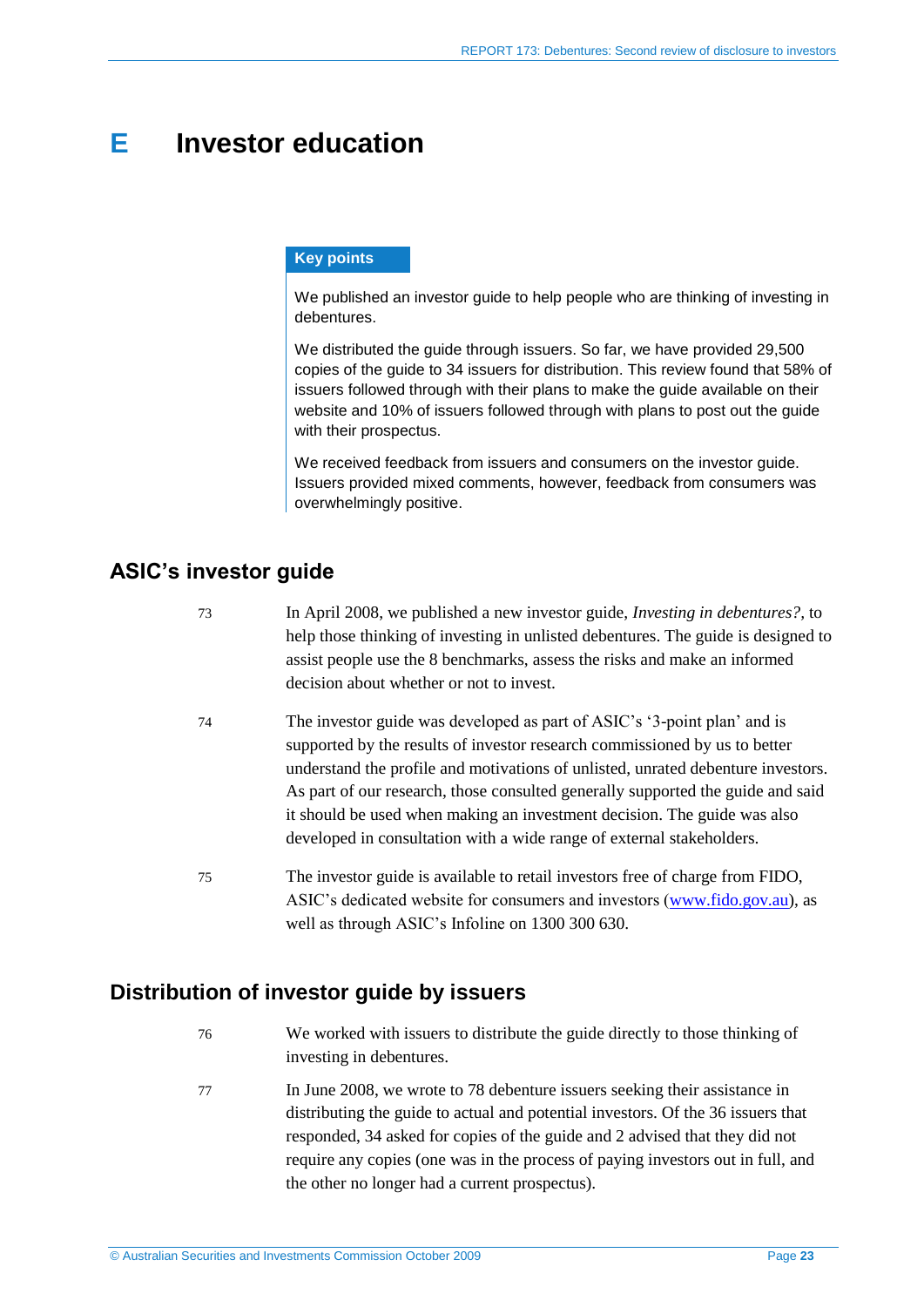# E Investor education

**Key points**

We published an investor guide to help people who are thinking of investing in debentures.

We distributed the guide through issuers. So far, we have provided 29,500 copies of the guide to 34 issuers for distribution. This review found that 58% of issuers followed through with their plans to make the guide available on their website and 10% of issuers followed through with plans to post out the guide with their prospectus.

We received feedback from issuers and consumers on the investor guide. Issuers provided mixed comments, however, feedback from consumers was overwhelmingly positive.

## ASIC's investor guide

73 In April 2008, we published a new investor guide, *Investing in debentures?*, to help those thinking of investing in unlisted debentures. The guide is designed to assist people use the 8 benchmarks, assess the risks and make an informed decision about whether or not to invest.

74 The investor guide was developed as part of ASIC's '3-point plan' and is supported by the results of investor research commissioned by us to better understand the profile and motivations of unlisted, unrated debenture investors. As part of our research, those consulted generally supported the guide and said it should be used when making an investment decision. The guide was also developed in consultation with a wide range of external stakeholders.

75 The investor guide is available to retail investors free of charge from FIDO, ASIC's dedicated website for consumers and investors (www.fido.gov.au), as well as through ASIC's Infoline on 1300 300 630.

## Distribution of investor guide by issuers

76 We worked with issuers to distribute the guide directly to those thinking of investing in debentures.

77 In June 2008, we wrote to 78 debenture issuers seeking their assistance in distributing the guide to actual and potential investors. Of the 36 issuers that responded, 34 asked for copies of the guide and 2 advised that they did not require any copies (one was in the process of paying investors out in full, and the other no longer had a current prospectus).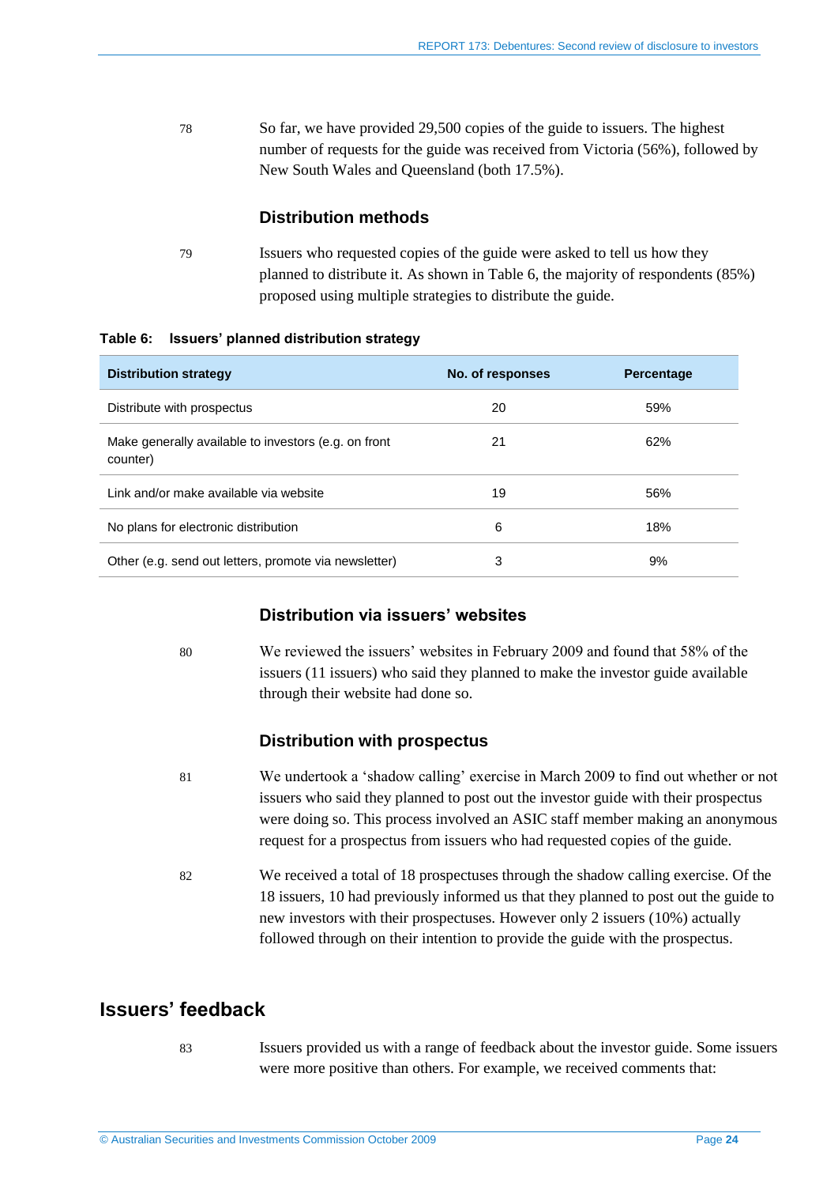78 So far, we have provided 29,500 copies of the guide to issuers. The highest number of requests for the guide was received from Victoria (56%), followed by New South Wales and Queensland (both 17.5%).

### Distribution methods

79 Issuers who requested copies of the guide were asked to tell us how they planned to distribute it. As shown in Table 6, the majority of respondents (85%) proposed using multiple strategies to distribute the guide.

**Table 6: Issuers' planned distribution strategy**

| Distribution strategy | No. of responses | Percentage |
|---|---|---|
| Distribute with prospectus | 20 | 59% |
| Make generally available to investors (e.g. on front counter) | 21 | 62% |
| Link and/or make available via website | 19 | 56% |
| No plans for electronic distribution | 6 | 18% |
| Other (e.g. send out letters, promote via newsletter) | 3 | 9% |

### Distribution via issuers' websites

80 We reviewed the issuers' websites in February 2009 and found that 58% of the issuers (11 issuers) who said they planned to make the investor guide available through their website had done so.

### Distribution with prospectus

81 We undertook a 'shadow calling' exercise in March 2009 to find out whether or not issuers who said they planned to post out the investor guide with their prospectus were doing so. This process involved an ASIC staff member making an anonymous request for a prospectus from issuers who had requested copies of the guide.

82 We received a total of 18 prospectuses through the shadow calling exercise. Of the 18 issuers, 10 had previously informed us that they planned to post out the guide to new investors with their prospectuses. However only 2 issuers (10%) actually followed through on their intention to provide the guide with the prospectus.

## Issuers' feedback

83 Issuers provided us with a range of feedback about the investor guide. Some issuers were more positive than others. For example, we received comments that: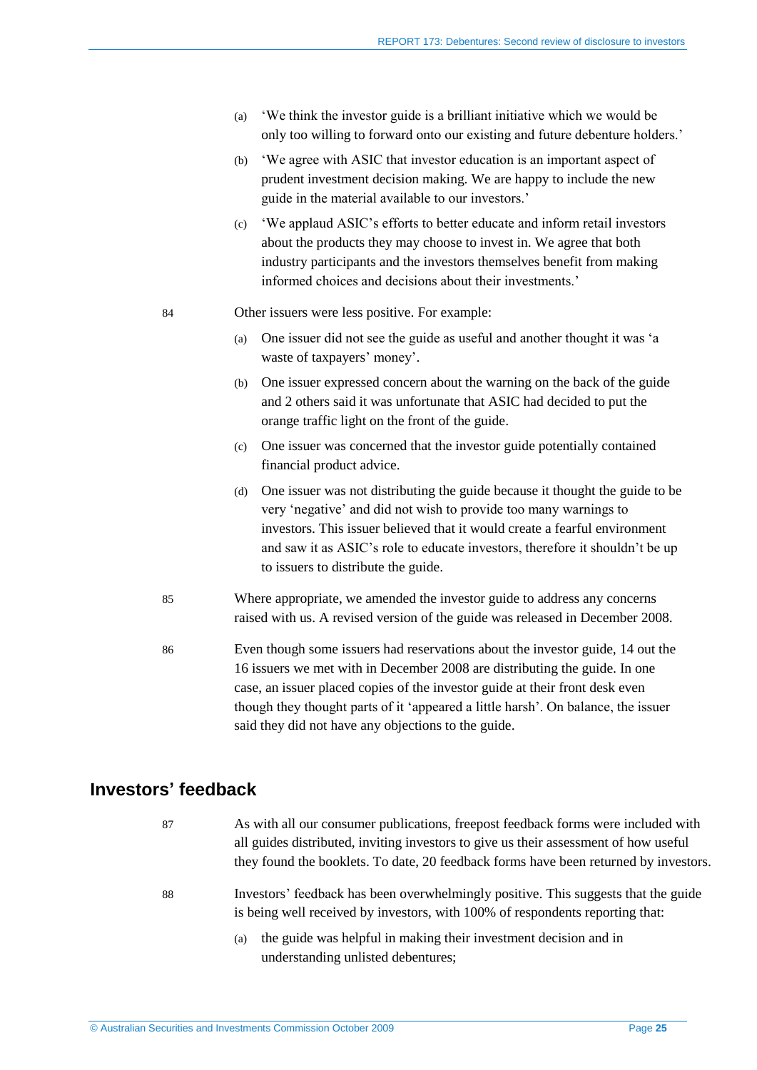(a) 'We think the investor guide is a brilliant initiative which we would be only too willing to forward onto our existing and future debenture holders.'

(b) 'We agree with ASIC that investor education is an important aspect of prudent investment decision making. We are happy to include the new guide in the material available to our investors.'

(c) 'We applaud ASIC's efforts to better educate and inform retail investors about the products they may choose to invest in. We agree that both industry participants and the investors themselves benefit from making informed choices and decisions about their investments.'

84 Other issuers were less positive. For example:

(a) One issuer did not see the guide as useful and another thought it was 'a waste of taxpayers' money'.

(b) One issuer expressed concern about the warning on the back of the guide and 2 others said it was unfortunate that ASIC had decided to put the orange traffic light on the front of the guide.

(c) One issuer was concerned that the investor guide potentially contained financial product advice.

(d) One issuer was not distributing the guide because it thought the guide to be very 'negative' and did not wish to provide too many warnings to investors. This issuer believed that it would create a fearful environment and saw it as ASIC's role to educate investors, therefore it shouldn't be up to issuers to distribute the guide.

85 Where appropriate, we amended the investor guide to address any concerns raised with us. A revised version of the guide was released in December 2008.

86 Even though some issuers had reservations about the investor guide, 14 out the 16 issuers we met with in December 2008 are distributing the guide. In one case, an issuer placed copies of the investor guide at their front desk even though they thought parts of it 'appeared a little harsh'. On balance, the issuer said they did not have any objections to the guide.

## Investors' feedback

87 As with all our consumer publications, freepost feedback forms were included with all guides distributed, inviting investors to give us their assessment of how useful they found the booklets. To date, 20 feedback forms have been returned by investors.

88 Investors' feedback has been overwhelmingly positive. This suggests that the guide is being well received by investors, with 100% of respondents reporting that:

(a) the guide was helpful in making their investment decision and in understanding unlisted debentures;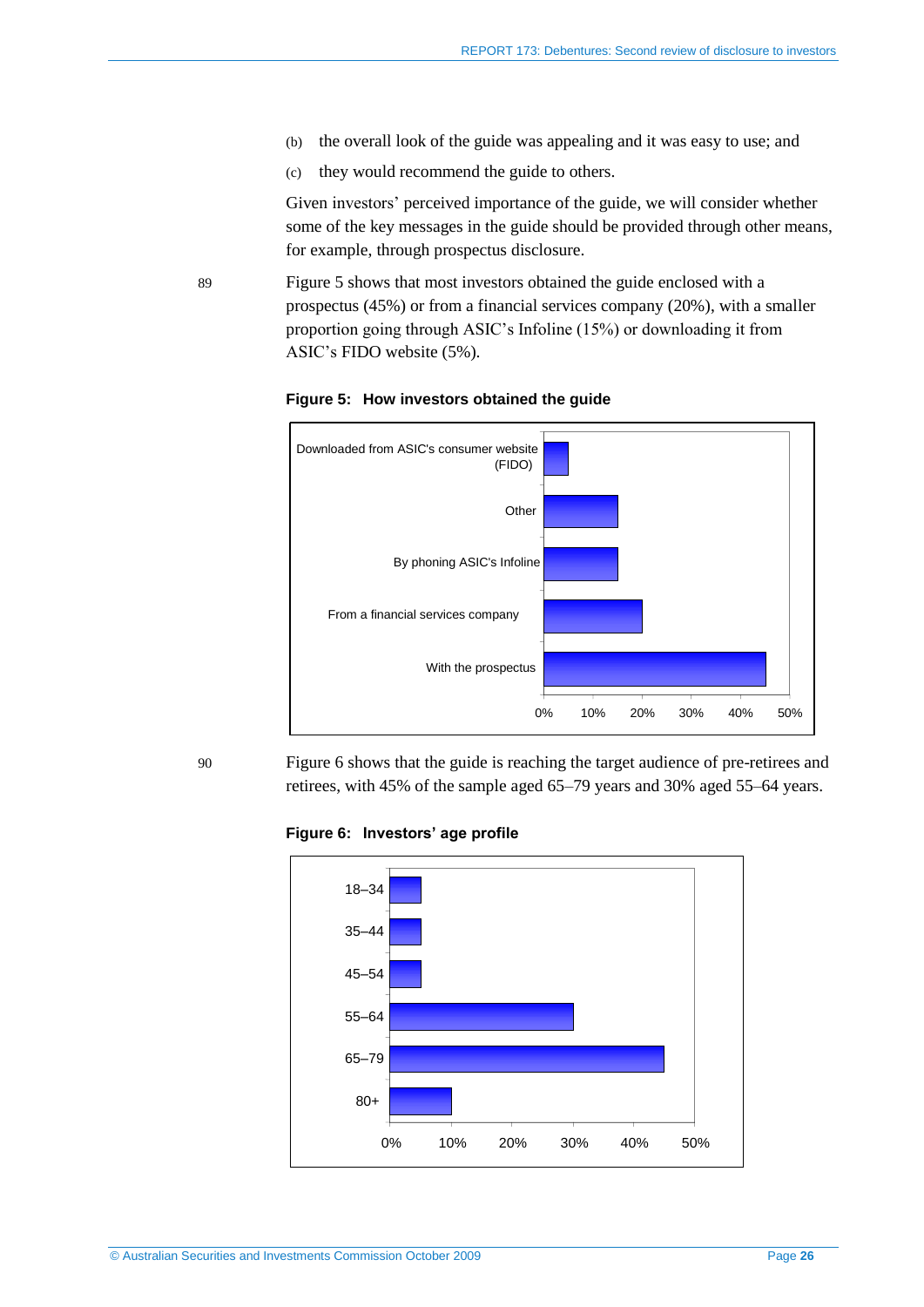(b) the overall look of the guide was appealing and it was easy to use; and

(c) they would recommend the guide to others.

Given investors' perceived importance of the guide, we will consider whether some of the key messages in the guide should be provided through other means, for example, through prospectus disclosure.

89 Figure 5 shows that most investors obtained the guide enclosed with a prospectus (45%) or from a financial services company (20%), with a smaller proportion going through ASIC's Infoline (15%) or downloading it from ASIC's FIDO website (5%).

**Figure 5: How investors obtained the guide**

| Source | Percentage |
|---|---|
| Downloaded from ASIC's consumer website (FIDO) | 5% |
| Other | 15% |
| By phoning ASIC's Infoline | 15% |
| From a financial services company | 20% |
| With the prospectus | 45% |

90 Figure 6 shows that the guide is reaching the target audience of pre-retirees and retirees, with 45% of the sample aged 65–79 years and 30% aged 55–64 years.

**Figure 6: Investors' age profile**

| Age | Percentage |
|---|---|
| 18–34 | 5% |
| 35–44 | 5% |
| 45–54 | 5% |
| 55–64 | 30% |
| 65–79 | 45% |
| 80+ | 10% |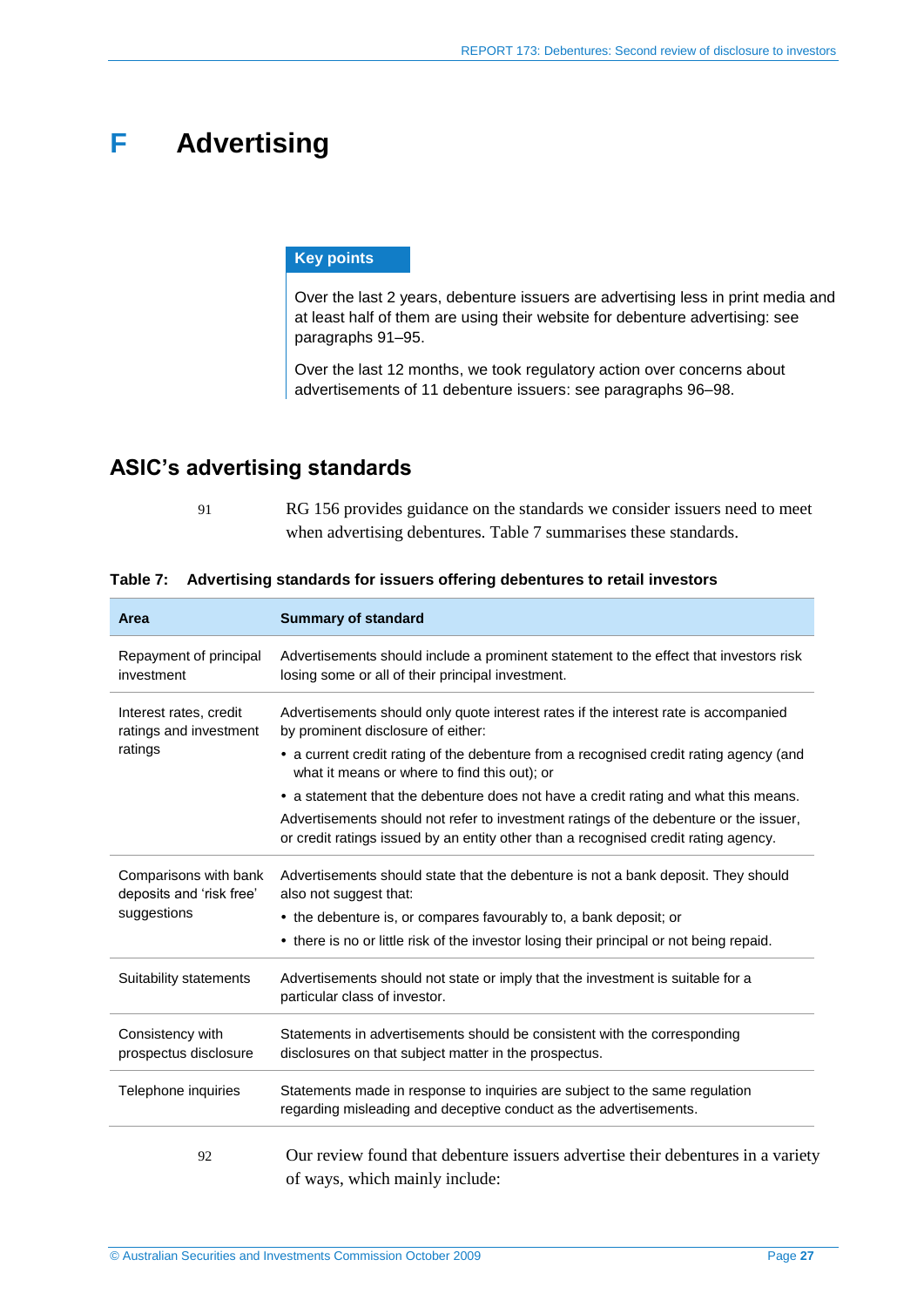# F Advertising

**Key points**

Over the last 2 years, debenture issuers are advertising less in print media and at least half of them are using their website for debenture advertising: see paragraphs 91–95.

Over the last 12 months, we took regulatory action over concerns about advertisements of 11 debenture issuers: see paragraphs 96–98.

## ASIC's advertising standards

91 RG 156 provides guidance on the standards we consider issuers need to meet when advertising debentures. Table 7 summarises these standards.

**Table 7: Advertising standards for issuers offering debentures to retail investors**

| Area | Summary of standard |
|---|---|
| Repayment of principal investment | Advertisements should include a prominent statement to the effect that investors risk losing some or all of their principal investment. |
| Interest rates, credit ratings and investment ratings | Advertisements should only quote interest rates if the interest rate is accompanied by prominent disclosure of either:<br>• a current credit rating of the debenture from a recognised credit rating agency (and what it means or where to find this out); or<br>• a statement that the debenture does not have a credit rating and what this means.<br>Advertisements should not refer to investment ratings of the debenture or the issuer, or credit ratings issued by an entity other than a recognised credit rating agency. |
| Comparisons with bank deposits and 'risk free' suggestions | Advertisements should state that the debenture is not a bank deposit. They should also not suggest that:<br>• the debenture is, or compares favourably to, a bank deposit; or<br>• there is no or little risk of the investor losing their principal or not being repaid. |
| Suitability statements | Advertisements should not state or imply that the investment is suitable for a particular class of investor. |
| Consistency with prospectus disclosure | Statements in advertisements should be consistent with the corresponding disclosures on that subject matter in the prospectus. |
| Telephone inquiries | Statements made in response to inquiries are subject to the same regulation regarding misleading and deceptive conduct as the advertisements. |

92 Our review found that debenture issuers advertise their debentures in a variety of ways, which mainly include: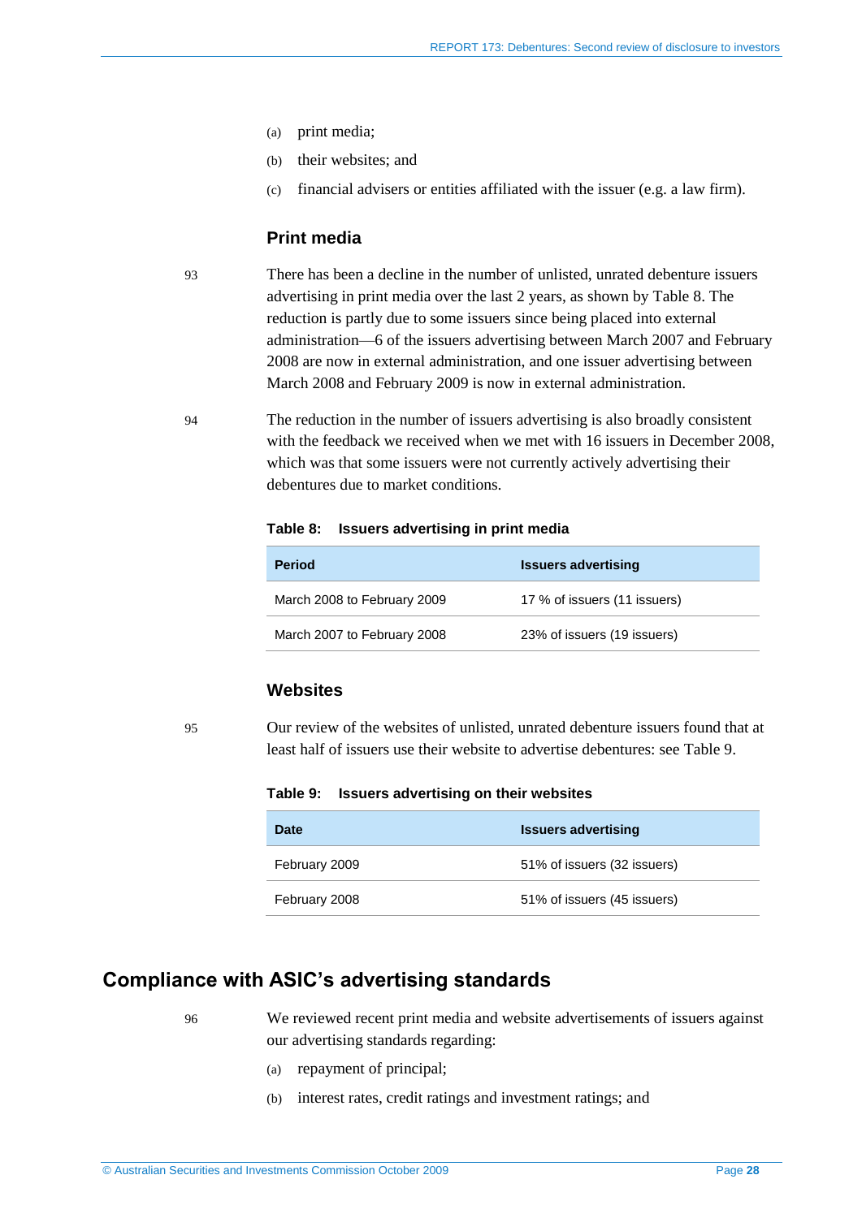(a) print media;

(b) their websites; and

(c) financial advisers or entities affiliated with the issuer (e.g. a law firm).

### Print media

93 There has been a decline in the number of unlisted, unrated debenture issuers advertising in print media over the last 2 years, as shown by Table 8. The reduction is partly due to some issuers since being placed into external administration—6 of the issuers advertising between March 2007 and February 2008 are now in external administration, and one issuer advertising between March 2008 and February 2009 is now in external administration.

94 The reduction in the number of issuers advertising is also broadly consistent with the feedback we received when we met with 16 issuers in December 2008, which was that some issuers were not currently actively advertising their debentures due to market conditions.

**Table 8: Issuers advertising in print media**

| Period | Issuers advertising |
|---|---|
| March 2008 to February 2009 | 17 % of issuers (11 issuers) |
| March 2007 to February 2008 | 23% of issuers (19 issuers) |

### Websites

95 Our review of the websites of unlisted, unrated debenture issuers found that at least half of issuers use their website to advertise debentures: see Table 9.

**Table 9: Issuers advertising on their websites**

| Date | Issuers advertising |
|---|---|
| February 2009 | 51% of issuers (32 issuers) |
| February 2008 | 51% of issuers (45 issuers) |

## Compliance with ASIC's advertising standards

96 We reviewed recent print media and website advertisements of issuers against our advertising standards regarding:

(a) repayment of principal;

(b) interest rates, credit ratings and investment ratings; and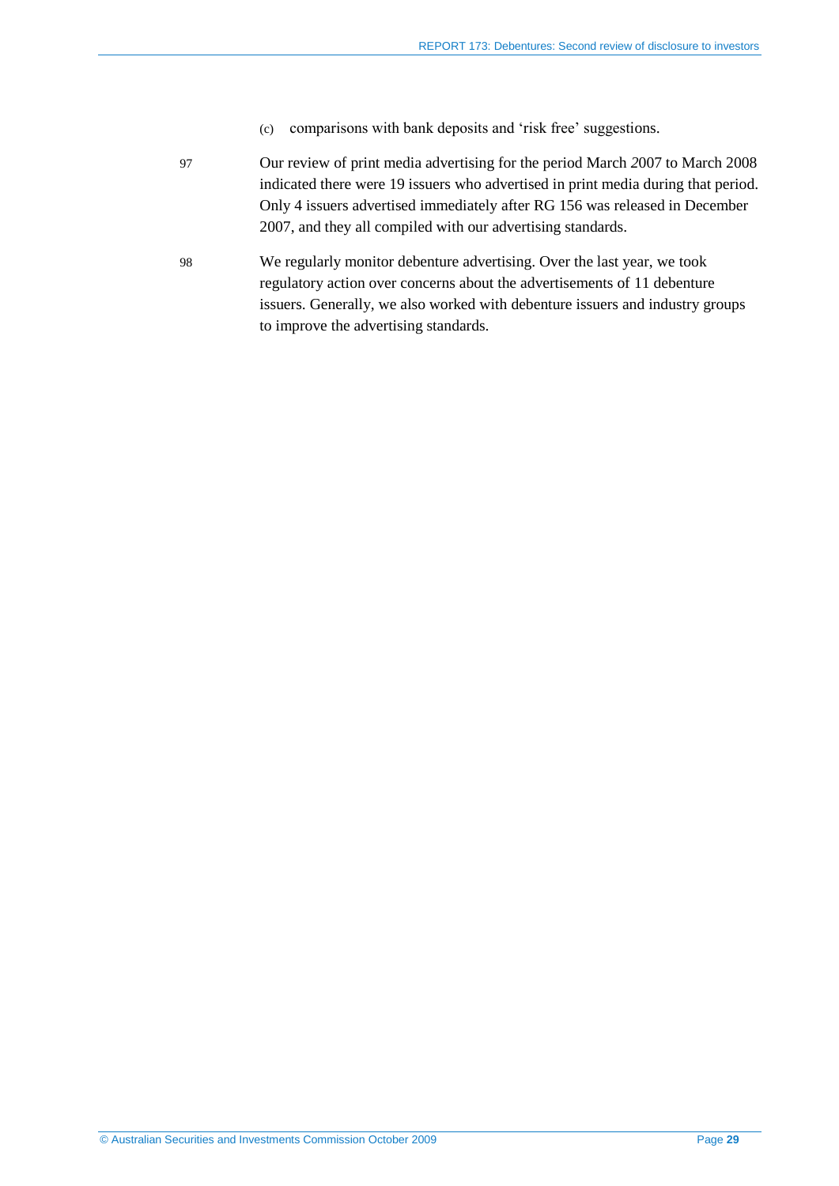(c) comparisons with bank deposits and 'risk free' suggestions.

97 Our review of print media advertising for the period March 2007 to March 2008 indicated there were 19 issuers who advertised in print media during that period. Only 4 issuers advertised immediately after RG 156 was released in December 2007, and they all compiled with our advertising standards.

98 We regularly monitor debenture advertising. Over the last year, we took regulatory action over concerns about the advertisements of 11 debenture issuers. Generally, we also worked with debenture issuers and industry groups to improve the advertising standards.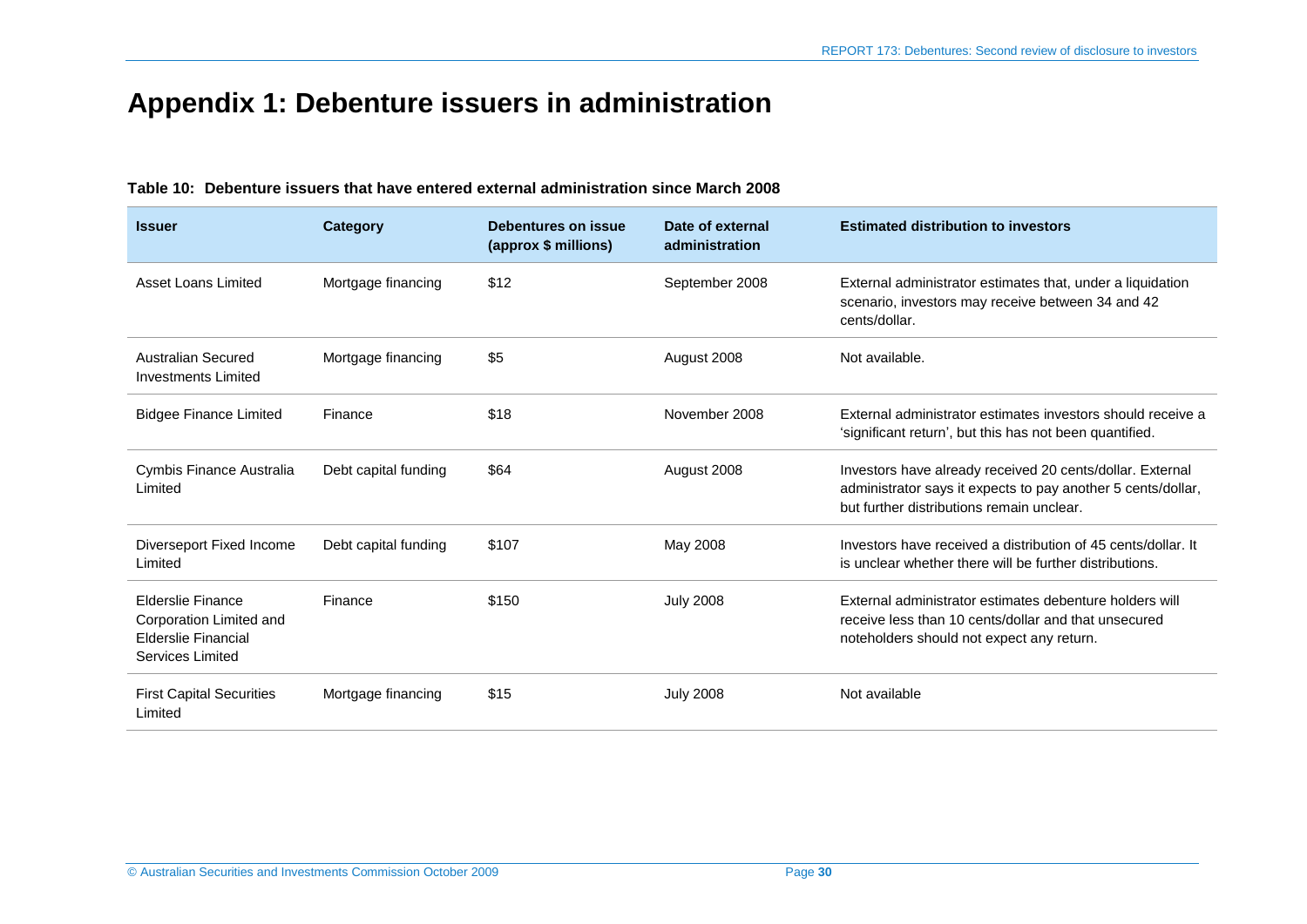# Appendix 1: Debenture issuers in administration

**Table 10: Debenture issuers that have entered external administration since March 2008**

| Issuer | Category | Debentures on issue (approx $ millions) | Date of external administration | Estimated distribution to investors |
|---|---|---|---|---|
| Asset Loans Limited | Mortgage financing | $12 | September 2008 | External administrator estimates that, under a liquidation scenario, investors may receive between 34 and 42 cents/dollar. |
| Australian Secured Investments Limited | Mortgage financing | $5 | August 2008 | Not available. |
| Bidgee Finance Limited | Finance | $18 | November 2008 | External administrator estimates investors should receive a 'significant return', but this has not been quantified. |
| Cymbis Finance Australia Limited | Debt capital funding | $64 | August 2008 | Investors have already received 20 cents/dollar. External administrator says it expects to pay another 5 cents/dollar, but further distributions remain unclear. |
| Diverseport Fixed Income Limited | Debt capital funding | $107 | May 2008 | Investors have received a distribution of 45 cents/dollar. It is unclear whether there will be further distributions. |
| Elderslie Finance Corporation Limited and Elderslie Financial Services Limited | Finance | $150 | July 2008 | External administrator estimates debenture holders will receive less than 10 cents/dollar and that unsecured noteholders should not expect any return. |
| First Capital Securities Limited | Mortgage financing | $15 | July 2008 | Not available |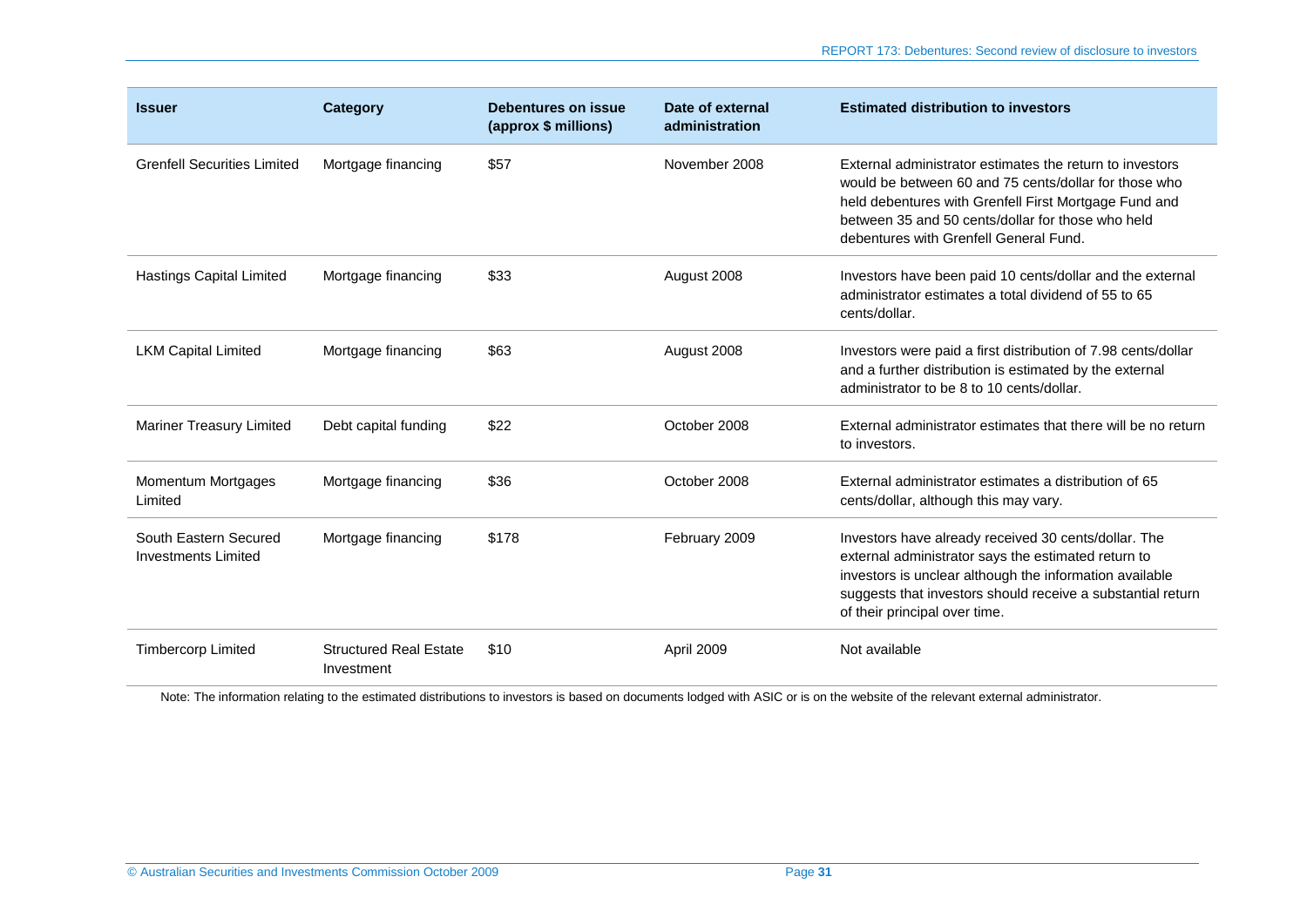| Issuer | Category | Debentures on issue (approx $ millions) | Date of external administration | Estimated distribution to investors |
|---|---|---|---|---|
| Grenfell Securities Limited | Mortgage financing | $57 | November 2008 | External administrator estimates the return to investors would be between 60 and 75 cents/dollar for those who held debentures with Grenfell First Mortgage Fund and between 35 and 50 cents/dollar for those who held debentures with Grenfell General Fund. |
| Hastings Capital Limited | Mortgage financing | $33 | August 2008 | Investors have been paid 10 cents/dollar and the external administrator estimates a total dividend of 55 to 65 cents/dollar. |
| LKM Capital Limited | Mortgage financing | $63 | August 2008 | Investors were paid a first distribution of 7.98 cents/dollar and a further distribution is estimated by the external administrator to be 8 to 10 cents/dollar. |
| Mariner Treasury Limited | Debt capital funding | $22 | October 2008 | External administrator estimates that there will be no return to investors. |
| Momentum Mortgages Limited | Mortgage financing | $36 | October 2008 | External administrator estimates a distribution of 65 cents/dollar, although this may vary. |
| South Eastern Secured Investments Limited | Mortgage financing | $178 | February 2009 | Investors have already received 30 cents/dollar. The external administrator says the estimated return to investors is unclear although the information available suggests that investors should receive a substantial return of their principal over time. |
| Timbercorp Limited | Structured Real Estate Investment | $10 | April 2009 | Not available |

Note: The information relating to the estimated distributions to investors is based on documents lodged with ASIC or is on the website of the relevant external administrator.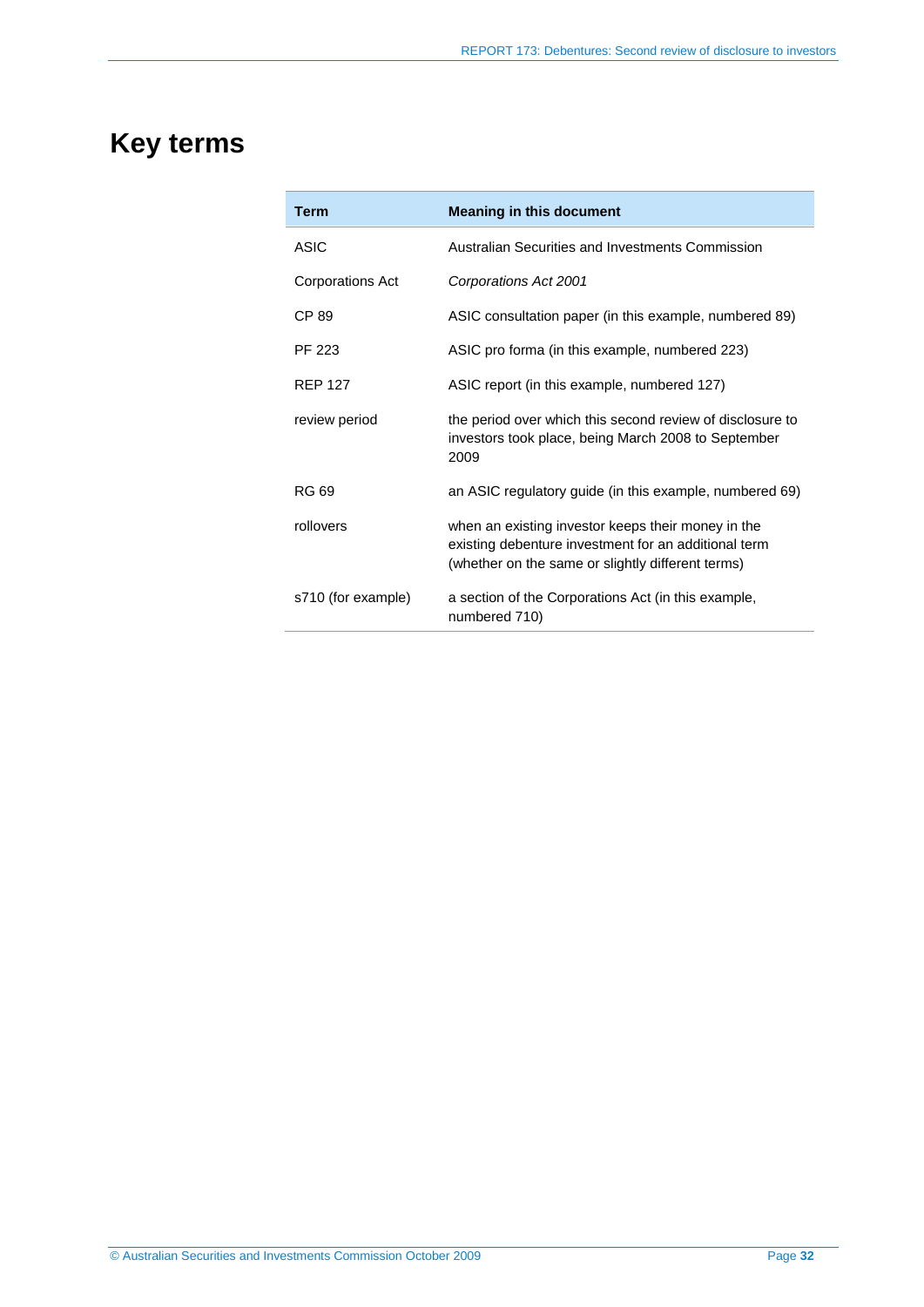# Key terms

| Term | Meaning in this document |
|---|---|
| ASIC | Australian Securities and Investments Commission |
| Corporations Act | *Corporations Act 2001* |
| CP 89 | ASIC consultation paper (in this example, numbered 89) |
| PF 223 | ASIC pro forma (in this example, numbered 223) |
| REP 127 | ASIC report (in this example, numbered 127) |
| review period | the period over which this second review of disclosure to investors took place, being March 2008 to September 2009 |
| RG 69 | an ASIC regulatory guide (in this example, numbered 69) |
| rollovers | when an existing investor keeps their money in the existing debenture investment for an additional term (whether on the same or slightly different terms) |
| s710 (for example) | a section of the Corporations Act (in this example, numbered 710) |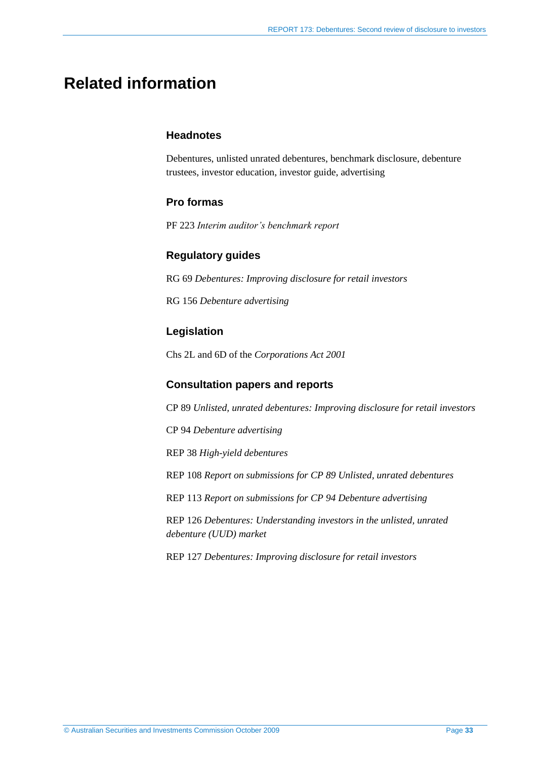# Related information

### Headnotes

Debentures, unlisted unrated debentures, benchmark disclosure, debenture trustees, investor education, investor guide, advertising

### Pro formas

PF 223 *Interim auditor's benchmark report*

### Regulatory guides

RG 69 *Debentures: Improving disclosure for retail investors*

RG 156 *Debenture advertising*

### Legislation

Chs 2L and 6D of the *Corporations Act 2001*

### Consultation papers and reports

CP 89 *Unlisted, unrated debentures: Improving disclosure for retail investors*

CP 94 *Debenture advertising*

REP 38 *High-yield debentures*

REP 108 *Report on submissions for CP 89 Unlisted, unrated debentures*

REP 113 *Report on submissions for CP 94 Debenture advertising*

REP 126 *Debentures: Understanding investors in the unlisted, unrated debenture (UUD) market*

REP 127 *Debentures: Improving disclosure for retail investors*